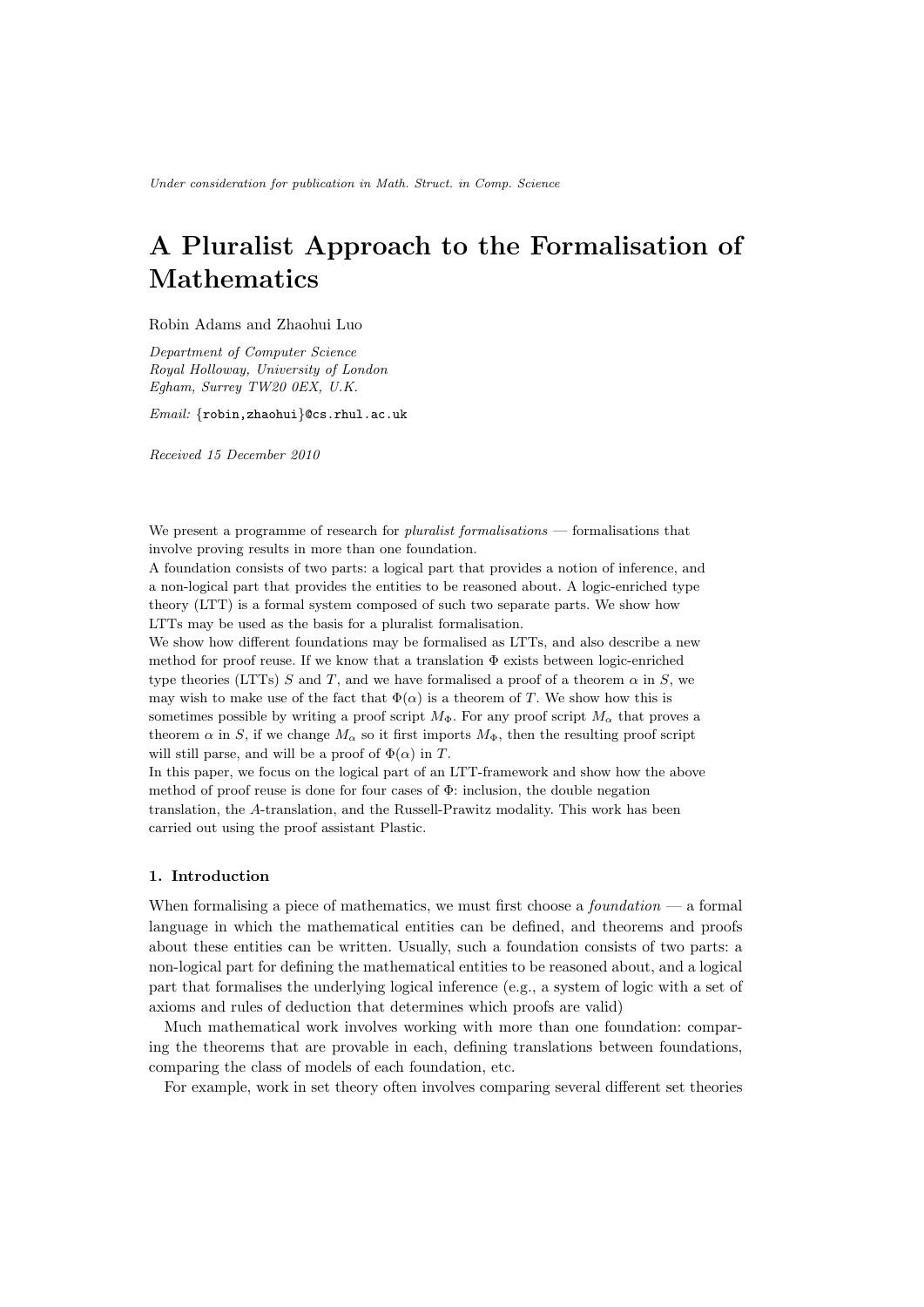*Under consideration for publication in Math. Struct. in Comp. Science*

# A Pluralist Approach to the Formalisation of Mathematics

Robin Adams and Zhaohui Luo

*Department of Computer Science*
*Royal Holloway, University of London*
*Egham, Surrey TW20 0EX, U.K.*

*Email:* {robin,zhaohui}@cs.rhul.ac.uk

*Received 15 December 2010*

We present a programme of research for *pluralist formalisations* — formalisations that involve proving results in more than one foundation.

A foundation consists of two parts: a logical part that provides a notion of inference, and a non-logical part that provides the entities to be reasoned about. A logic-enriched type theory (LTT) is a formal system composed of such two separate parts. We show how LTTs may be used as the basis for a pluralist formalisation.

We show how different foundations may be formalised as LTTs, and also describe a new method for proof reuse. If we know that a translation $\Phi$ exists between logic-enriched type theories (LTTs) $S$ and $T$, and we have formalised a proof of a theorem $\alpha$ in $S$, we may wish to make use of the fact that $\Phi(\alpha)$ is a theorem of $T$. We show how this is sometimes possible by writing a proof script $M_\Phi$. For any proof script $M_\alpha$ that proves a theorem $\alpha$ in $S$, if we change $M_\alpha$ so it first imports $M_\Phi$, then the resulting proof script will still parse, and will be a proof of $\Phi(\alpha)$ in $T$.

In this paper, we focus on the logical part of an LTT-framework and show how the above method of proof reuse is done for four cases of $\Phi$: inclusion, the double negation translation, the $A$-translation, and the Russell-Prawitz modality. This work has been carried out using the proof assistant Plastic.

## 1. Introduction

When formalising a piece of mathematics, we must first choose a *foundation* — a formal language in which the mathematical entities can be defined, and theorems and proofs about these entities can be written. Usually, such a foundation consists of two parts: a non-logical part for defining the mathematical entities to be reasoned about, and a logical part that formalises the underlying logical inference (e.g., a system of logic with a set of axioms and rules of deduction that determines which proofs are valid)

Much mathematical work involves working with more than one foundation: comparing the theorems that are provable in each, defining translations between foundations, comparing the class of models of each foundation, etc.

For example, work in set theory often involves comparing several different set theories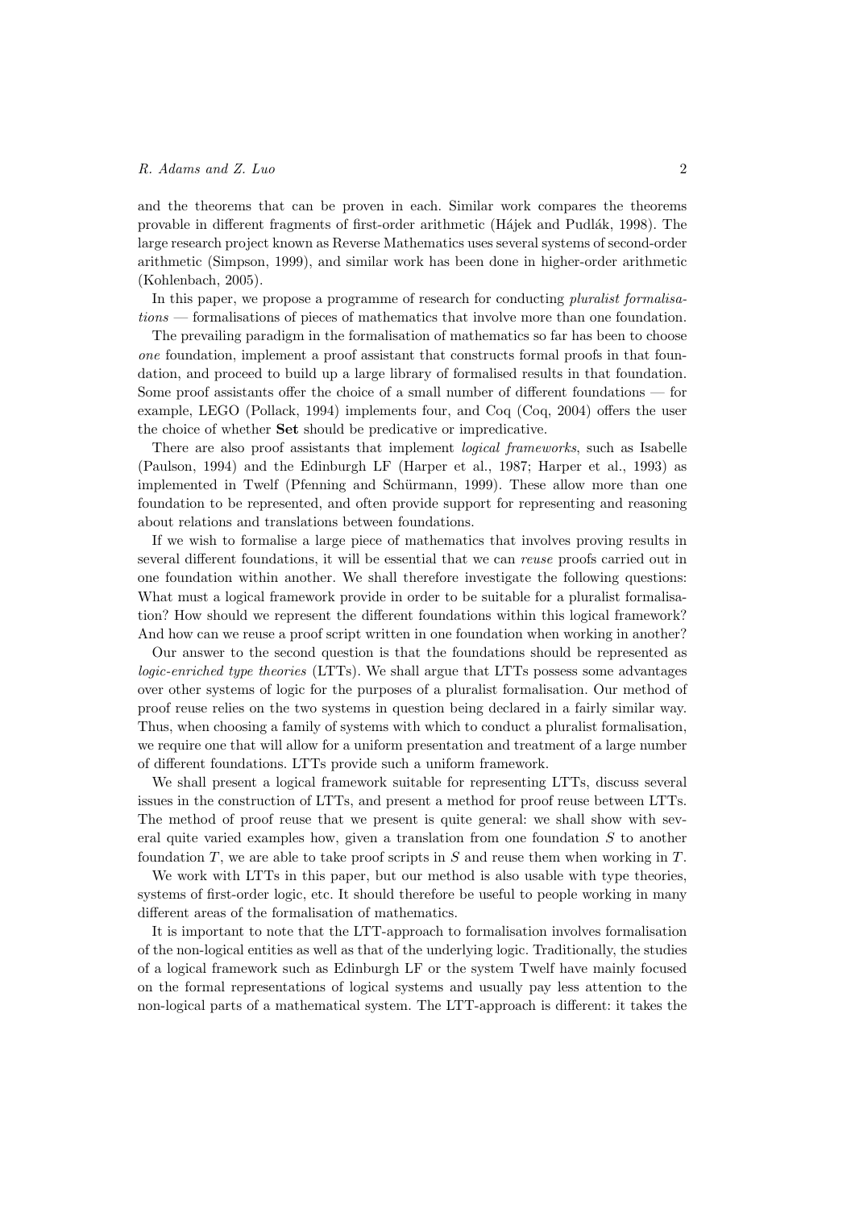and the theorems that can be proven in each. Similar work compares the theorems provable in different fragments of first-order arithmetic (Hájek and Pudlák, 1998). The large research project known as Reverse Mathematics uses several systems of second-order arithmetic (Simpson, 1999), and similar work has been done in higher-order arithmetic (Kohlenbach, 2005).

In this paper, we propose a programme of research for conducting *pluralist formalisations* — formalisations of pieces of mathematics that involve more than one foundation.

The prevailing paradigm in the formalisation of mathematics so far has been to choose *one* foundation, implement a proof assistant that constructs formal proofs in that foundation, and proceed to build up a large library of formalised results in that foundation. Some proof assistants offer the choice of a small number of different foundations — for example, LEGO (Pollack, 1994) implements four, and Coq (Coq, 2004) offers the user the choice of whether **Set** should be predicative or impredicative.

There are also proof assistants that implement *logical frameworks*, such as Isabelle (Paulson, 1994) and the Edinburgh LF (Harper et al., 1987; Harper et al., 1993) as implemented in Twelf (Pfenning and Schürmann, 1999). These allow more than one foundation to be represented, and often provide support for representing and reasoning about relations and translations between foundations.

If we wish to formalise a large piece of mathematics that involves proving results in several different foundations, it will be essential that we can *reuse* proofs carried out in one foundation within another. We shall therefore investigate the following questions: What must a logical framework provide in order to be suitable for a pluralist formalisation? How should we represent the different foundations within this logical framework? And how can we reuse a proof script written in one foundation when working in another?

Our answer to the second question is that the foundations should be represented as *logic-enriched type theories* (LTTs). We shall argue that LTTs possess some advantages over other systems of logic for the purposes of a pluralist formalisation. Our method of proof reuse relies on the two systems in question being declared in a fairly similar way. Thus, when choosing a family of systems with which to conduct a pluralist formalisation, we require one that will allow for a uniform presentation and treatment of a large number of different foundations. LTTs provide such a uniform framework.

We shall present a logical framework suitable for representing LTTs, discuss several issues in the construction of LTTs, and present a method for proof reuse between LTTs. The method of proof reuse that we present is quite general: we shall show with several quite varied examples how, given a translation from one foundation $S$ to another foundation $T$, we are able to take proof scripts in $S$ and reuse them when working in $T$.

We work with LTTs in this paper, but our method is also usable with type theories, systems of first-order logic, etc. It should therefore be useful to people working in many different areas of the formalisation of mathematics.

It is important to note that the LTT-approach to formalisation involves formalisation of the non-logical entities as well as that of the underlying logic. Traditionally, the studies of a logical framework such as Edinburgh LF or the system Twelf have mainly focused on the formal representations of logical systems and usually pay less attention to the non-logical parts of a mathematical system. The LTT-approach is different: it takes the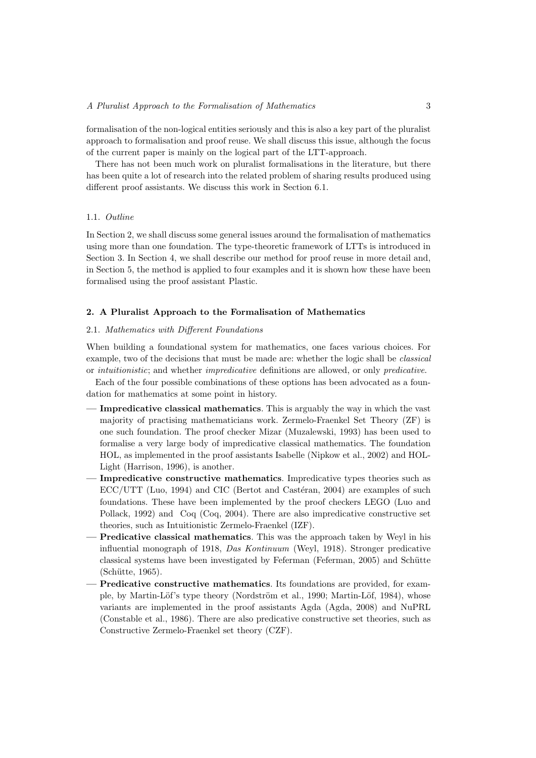formalisation of the non-logical entities seriously and this is also a key part of the pluralist approach to formalisation and proof reuse. We shall discuss this issue, although the focus of the current paper is mainly on the logical part of the LTT-approach.

There has not been much work on pluralist formalisations in the literature, but there has been quite a lot of research into the related problem of sharing results produced using different proof assistants. We discuss this work in Section 6.1.

### 1.1. *Outline*

In Section 2, we shall discuss some general issues around the formalisation of mathematics using more than one foundation. The type-theoretic framework of LTTs is introduced in Section 3. In Section 4, we shall describe our method for proof reuse in more detail and, in Section 5, the method is applied to four examples and it is shown how these have been formalised using the proof assistant Plastic.

## 2. A Pluralist Approach to the Formalisation of Mathematics

### 2.1. *Mathematics with Different Foundations*

When building a foundational system for mathematics, one faces various choices. For example, two of the decisions that must be made are: whether the logic shall be *classical* or *intuitionistic*; and whether *impredicative* definitions are allowed, or only *predicative*.

Each of the four possible combinations of these options has been advocated as a foundation for mathematics at some point in history.

- **Impredicative classical mathematics**. This is arguably the way in which the vast majority of practising mathematicians work. Zermelo-Fraenkel Set Theory (ZF) is one such foundation. The proof checker Mizar (Muzalewski, 1993) has been used to formalise a very large body of impredicative classical mathematics. The foundation HOL, as implemented in the proof assistants Isabelle (Nipkow et al., 2002) and HOL-Light (Harrison, 1996), is another.
- **Impredicative constructive mathematics**. Impredicative types theories such as ECC/UTT (Luo, 1994) and CIC (Bertot and Castéran, 2004) are examples of such foundations. These have been implemented by the proof checkers LEGO (Luo and Pollack, 1992) and Coq (Coq, 2004). There are also impredicative constructive set theories, such as Intuitionistic Zermelo-Fraenkel (IZF).
- **Predicative classical mathematics**. This was the approach taken by Weyl in his influential monograph of 1918, *Das Kontinuum* (Weyl, 1918). Stronger predicative classical systems have been investigated by Feferman (Feferman, 2005) and Schütte (Schütte, 1965).
- **Predicative constructive mathematics**. Its foundations are provided, for example, by Martin-Löf's type theory (Nordström et al., 1990; Martin-Löf, 1984), whose variants are implemented in the proof assistants Agda (Agda, 2008) and NuPRL (Constable et al., 1986). There are also predicative constructive set theories, such as Constructive Zermelo-Fraenkel set theory (CZF).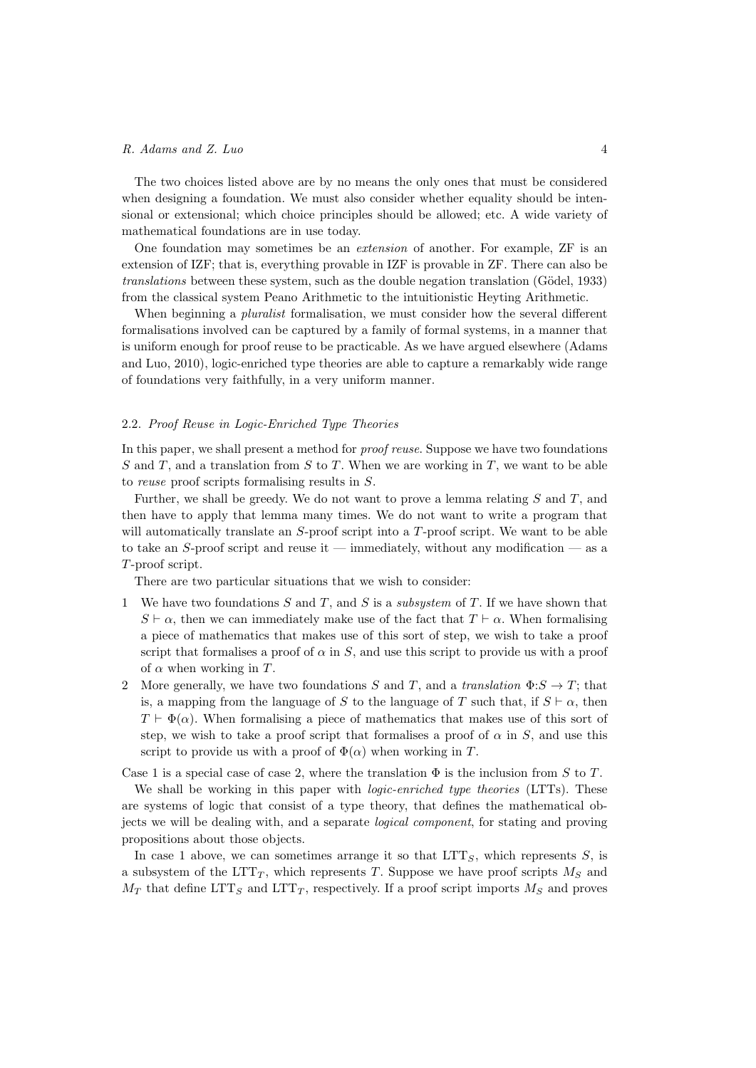The two choices listed above are by no means the only ones that must be considered when designing a foundation. We must also consider whether equality should be intensional or extensional; which choice principles should be allowed; etc. A wide variety of mathematical foundations are in use today.

One foundation may sometimes be an *extension* of another. For example, ZF is an extension of IZF; that is, everything provable in IZF is provable in ZF. There can also be *translations* between these system, such as the double negation translation (Gödel, 1933) from the classical system Peano Arithmetic to the intuitionistic Heyting Arithmetic.

When beginning a *pluralist* formalisation, we must consider how the several different formalisations involved can be captured by a family of formal systems, in a manner that is uniform enough for proof reuse to be practicable. As we have argued elsewhere (Adams and Luo, 2010), logic-enriched type theories are able to capture a remarkably wide range of foundations very faithfully, in a very uniform manner.

### 2.2. *Proof Reuse in Logic-Enriched Type Theories*

In this paper, we shall present a method for *proof reuse*. Suppose we have two foundations $S$ and $T$, and a translation from $S$ to $T$. When we are working in $T$, we want to be able to *reuse* proof scripts formalising results in $S$.

Further, we shall be greedy. We do not want to prove a lemma relating $S$ and $T$, and then have to apply that lemma many times. We do not want to write a program that will automatically translate an $S$-proof script into a $T$-proof script. We want to be able to take an $S$-proof script and reuse it — immediately, without any modification — as a $T$-proof script.

There are two particular situations that we wish to consider:

1. We have two foundations $S$ and $T$, and $S$ is a *subsystem* of $T$. If we have shown that $S \vdash \alpha$, then we can immediately make use of the fact that $T \vdash \alpha$. When formalising a piece of mathematics that makes use of this sort of step, we wish to take a proof script that formalises a proof of $\alpha$ in $S$, and use this script to provide us with a proof of $\alpha$ when working in $T$.
2. More generally, we have two foundations $S$ and $T$, and a *translation* $\Phi{:}S \to T$; that is, a mapping from the language of $S$ to the language of $T$ such that, if $S \vdash \alpha$, then $T \vdash \Phi(\alpha)$. When formalising a piece of mathematics that makes use of this sort of step, we wish to take a proof script that formalises a proof of $\alpha$ in $S$, and use this script to provide us with a proof of $\Phi(\alpha)$ when working in $T$.

Case 1 is a special case of case 2, where the translation $\Phi$ is the inclusion from $S$ to $T$.

We shall be working in this paper with *logic-enriched type theories* (LTTs). These are systems of logic that consist of a type theory, that defines the mathematical objects we will be dealing with, and a separate *logical component*, for stating and proving propositions about those objects.

In case 1 above, we can sometimes arrange it so that $\mathrm{LTT}_S$, which represents $S$, is a subsystem of the $\mathrm{LTT}_T$, which represents $T$. Suppose we have proof scripts $M_S$ and $M_T$ that define $\mathrm{LTT}_S$ and $\mathrm{LTT}_T$, respectively. If a proof script imports $M_S$ and proves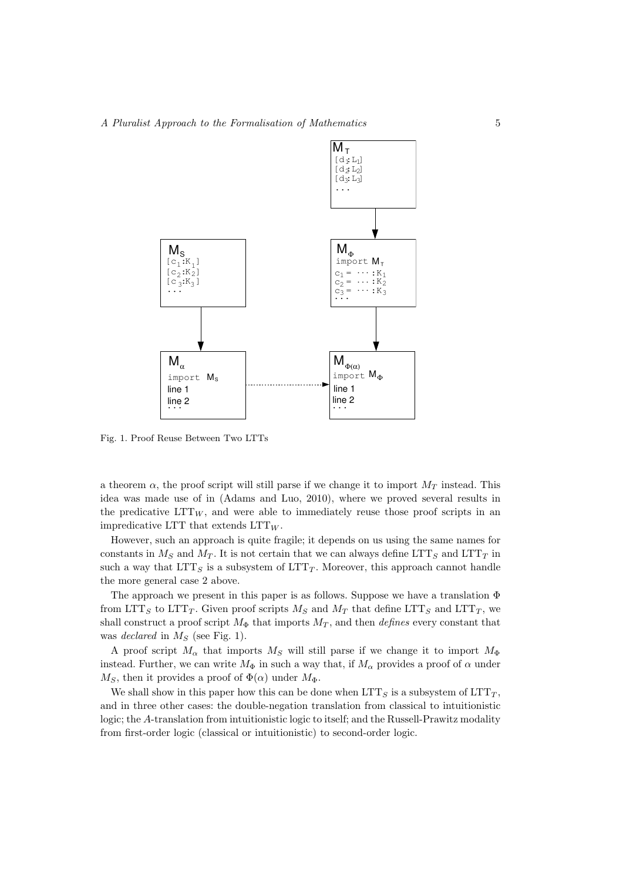Fig. 1. Proof Reuse Between Two LTTs

a theorem $\alpha$, the proof script will still parse if we change it to import $M_T$ instead. This idea was made use of in (Adams and Luo, 2010), where we proved several results in the predicative $\mathrm{LTT}_W$, and were able to immediately reuse those proof scripts in an impredicative LTT that extends $\mathrm{LTT}_W$.

However, such an approach is quite fragile; it depends on us using the same names for constants in $M_S$ and $M_T$. It is not certain that we can always define $\mathrm{LTT}_S$ and $\mathrm{LTT}_T$ in such a way that $\mathrm{LTT}_S$ is a subsystem of $\mathrm{LTT}_T$. Moreover, this approach cannot handle the more general case 2 above.

The approach we present in this paper is as follows. Suppose we have a translation $\Phi$ from $\mathrm{LTT}_S$ to $\mathrm{LTT}_T$. Given proof scripts $M_S$ and $M_T$ that define $\mathrm{LTT}_S$ and $\mathrm{LTT}_T$, we shall construct a proof script $M_\Phi$ that imports $M_T$, and then *defines* every constant that was *declared* in $M_S$ (see Fig. 1).

A proof script $M_\alpha$ that imports $M_S$ will still parse if we change it to import $M_\Phi$ instead. Further, we can write $M_\Phi$ in such a way that, if $M_\alpha$ provides a proof of $\alpha$ under $M_S$, then it provides a proof of $\Phi(\alpha)$ under $M_\Phi$.

We shall show in this paper how this can be done when $\mathrm{LTT}_S$ is a subsystem of $\mathrm{LTT}_T$, and in three other cases: the double-negation translation from classical to intuitionistic logic; the $A$-translation from intuitionistic logic to itself; and the Russell-Prawitz modality from first-order logic (classical or intuitionistic) to second-order logic.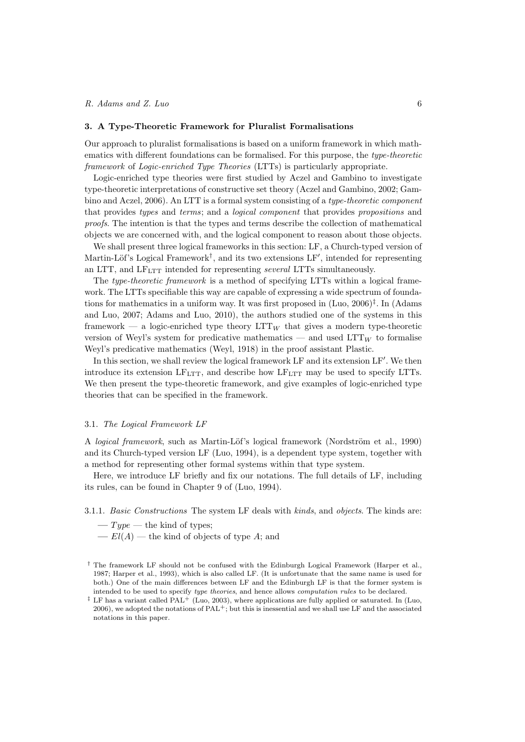## 3. A Type-Theoretic Framework for Pluralist Formalisations

Our approach to pluralist formalisations is based on a uniform framework in which mathematics with different foundations can be formalised. For this purpose, the *type-theoretic framework* of *Logic-enriched Type Theories* (LTTs) is particularly appropriate.

Logic-enriched type theories were first studied by Aczel and Gambino to investigate type-theoretic interpretations of constructive set theory (Aczel and Gambino, 2002; Gambino and Aczel, 2006). An LTT is a formal system consisting of a *type-theoretic component* that provides *types* and *terms*; and a *logical component* that provides *propositions* and *proofs*. The intention is that the types and terms describe the collection of mathematical objects we are concerned with, and the logical component to reason about those objects.

We shall present three logical frameworks in this section: LF, a Church-typed version of Martin-Löf's Logical Framework[†], and its two extensions LF$'$, intended for representing an LTT, and $\mathrm{LF}_{\mathrm{LTT}}$ intended for representing *several* LTTs simultaneously.

The *type-theoretic framework* is a method of specifying LTTs within a logical framework. The LTTs specifiable this way are capable of expressing a wide spectrum of foundations for mathematics in a uniform way. It was first proposed in (Luo, 2006)[‡]. In (Adams and Luo, 2007; Adams and Luo, 2010), the authors studied one of the systems in this framework — a logic-enriched type theory $\mathrm{LTT}_W$ that gives a modern type-theoretic version of Weyl's system for predicative mathematics — and used $\mathrm{LTT}_W$ to formalise Weyl's predicative mathematics (Weyl, 1918) in the proof assistant Plastic.

In this section, we shall review the logical framework LF and its extension LF$'$. We then introduce its extension $\mathrm{LF}_{\mathrm{LTT}}$, and describe how $\mathrm{LF}_{\mathrm{LTT}}$ may be used to specify LTTs. We then present the type-theoretic framework, and give examples of logic-enriched type theories that can be specified in the framework.

### 3.1. *The Logical Framework LF*

A *logical framework*, such as Martin-Löf's logical framework (Nordström et al., 1990) and its Church-typed version LF (Luo, 1994), is a dependent type system, together with a method for representing other formal systems within that type system.

Here, we introduce LF briefly and fix our notations. The full details of LF, including its rules, can be found in Chapter 9 of (Luo, 1994).

3.1.1. *Basic Constructions* The system LF deals with *kinds*, and *objects*. The kinds are:

- $Type$ — the kind of types;
- $El(A)$ — the kind of objects of type $A$; and

[†] The framework LF should not be confused with the Edinburgh Logical Framework (Harper et al., 1987; Harper et al., 1993), which is also called LF. (It is unfortunate that the same name is used for both.) One of the main differences between LF and the Edinburgh LF is that the former system is intended to be used to specify *type theories*, and hence allows *computation rules* to be declared.

[‡] LF has a variant called PAL$^+$ (Luo, 2003), where applications are fully applied or saturated. In (Luo, 2006), we adopted the notations of PAL$^+$; but this is inessential and we shall use LF and the associated notations in this paper.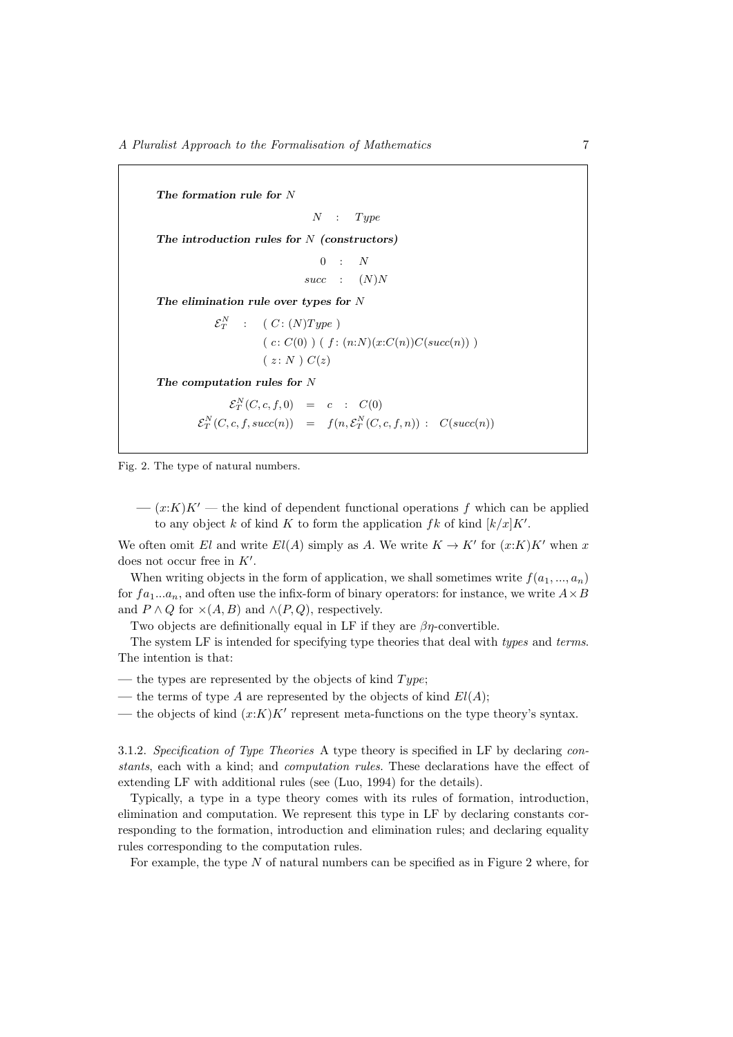**The formation rule for $N$**

$$N \quad : \quad Type$$

**The introduction rules for $N$ (constructors)**

$$\begin{array}{rcl} 0 & : & N \\ succ & : & (N)N \end{array}$$

**The elimination rule over types for $N$**

$$\begin{array}{rcl} \mathcal{E}_T^N & : & (\ C\colon (N)Type\ ) \\ & & (\ c\colon C(0)\ )\ (\ f\colon (n{:}N)(x{:}C(n))C(succ(n))\ ) \\ & & (\ z\colon N\ )\ C(z) \end{array}$$

**The computation rules for $N$**

$$\begin{array}{rcl} \mathcal{E}_T^N(C,c,f,0) & = & c \ \ : \ \ C(0) \\ \mathcal{E}_T^N(C,c,f,succ(n)) & = & f(n,\mathcal{E}_T^N(C,c,f,n)) \ : \ \ C(succ(n)) \end{array}$$

Fig. 2. The type of natural numbers.

— $(x{:}K)K'$ — the kind of dependent functional operations $f$ which can be applied to any object $k$ of kind $K$ to form the application $fk$ of kind $[k/x]K'$.

We often omit $El$ and write $El(A)$ simply as $A$. We write $K \to K'$ for $(x{:}K)K'$ when $x$ does not occur free in $K'$.

When writing objects in the form of application, we shall sometimes write $f(a_1, ..., a_n)$ for $fa_1...a_n$, and often use the infix-form of binary operators: for instance, we write $A \times B$ and $P \wedge Q$ for $\times(A, B)$ and $\wedge(P, Q)$, respectively.

Two objects are definitionally equal in LF if they are $\beta\eta$-convertible.

The system LF is intended for specifying type theories that deal with *types* and *terms*. The intention is that:

— the types are represented by the objects of kind $Type$;

— the terms of type $A$ are represented by the objects of kind $El(A)$;

— the objects of kind $(x{:}K)K'$ represent meta-functions on the type theory's syntax.

3.1.2. *Specification of Type Theories* A type theory is specified in LF by declaring *constants*, each with a kind; and *computation rules*. These declarations have the effect of extending LF with additional rules (see (Luo, 1994) for the details).

Typically, a type in a type theory comes with its rules of formation, introduction, elimination and computation. We represent this type in LF by declaring constants corresponding to the formation, introduction and elimination rules; and declaring equality rules corresponding to the computation rules.

For example, the type $N$ of natural numbers can be specified as in Figure 2 where, for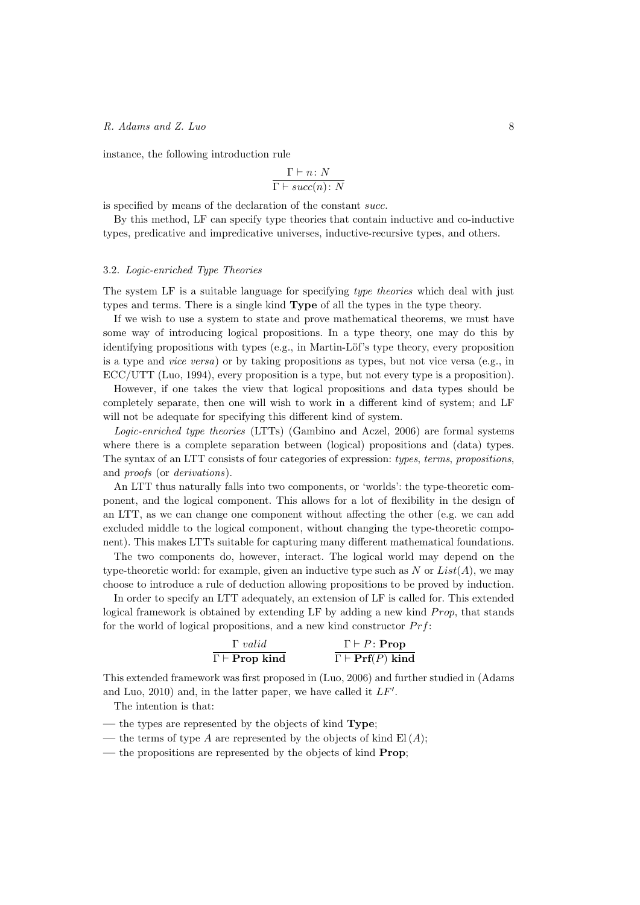instance, the following introduction rule

$$\frac{\Gamma \vdash n \colon N}{\Gamma \vdash succ(n) \colon N}$$

is specified by means of the declaration of the constant *succ*.

By this method, LF can specify type theories that contain inductive and co-inductive types, predicative and impredicative universes, inductive-recursive types, and others.

### 3.2. *Logic-enriched Type Theories*

The system LF is a suitable language for specifying *type theories* which deal with just types and terms. There is a single kind **Type** of all the types in the type theory.

If we wish to use a system to state and prove mathematical theorems, we must have some way of introducing logical propositions. In a type theory, one may do this by identifying propositions with types (e.g., in Martin-Löf's type theory, every proposition is a type and *vice versa*) or by taking propositions as types, but not vice versa (e.g., in ECC/UTT (Luo, 1994), every proposition is a type, but not every type is a proposition).

However, if one takes the view that logical propositions and data types should be completely separate, then one will wish to work in a different kind of system; and LF will not be adequate for specifying this different kind of system.

*Logic-enriched type theories* (LTTs) (Gambino and Aczel, 2006) are formal systems where there is a complete separation between (logical) propositions and (data) types. The syntax of an LTT consists of four categories of expression: *types*, *terms*, *propositions*, and *proofs* (or *derivations*).

An LTT thus naturally falls into two components, or 'worlds': the type-theoretic component, and the logical component. This allows for a lot of flexibility in the design of an LTT, as we can change one component without affecting the other (e.g. we can add excluded middle to the logical component, without changing the type-theoretic component). This makes LTTs suitable for capturing many different mathematical foundations.

The two components do, however, interact. The logical world may depend on the type-theoretic world: for example, given an inductive type such as $N$ or $List(A)$, we may choose to introduce a rule of deduction allowing propositions to be proved by induction.

In order to specify an LTT adequately, an extension of LF is called for. This extended logical framework is obtained by extending LF by adding a new kind $Prop$, that stands for the world of logical propositions, and a new kind constructor $Prf$:

$$\frac{\Gamma \ valid}{\Gamma \vdash \mathbf{Prop\ kind}} \qquad \frac{\Gamma \vdash P \colon \mathbf{Prop}}{\Gamma \vdash \mathbf{Prf}(P)\ \mathbf{kind}}$$

This extended framework was first proposed in (Luo, 2006) and further studied in (Adams and Luo, 2010) and, in the latter paper, we have called it $LF'$.

The intention is that:

- the types are represented by the objects of kind **Type**;
- the terms of type $A$ are represented by the objects of kind $\mathrm{El}\,(A)$;
- the propositions are represented by the objects of kind **Prop**;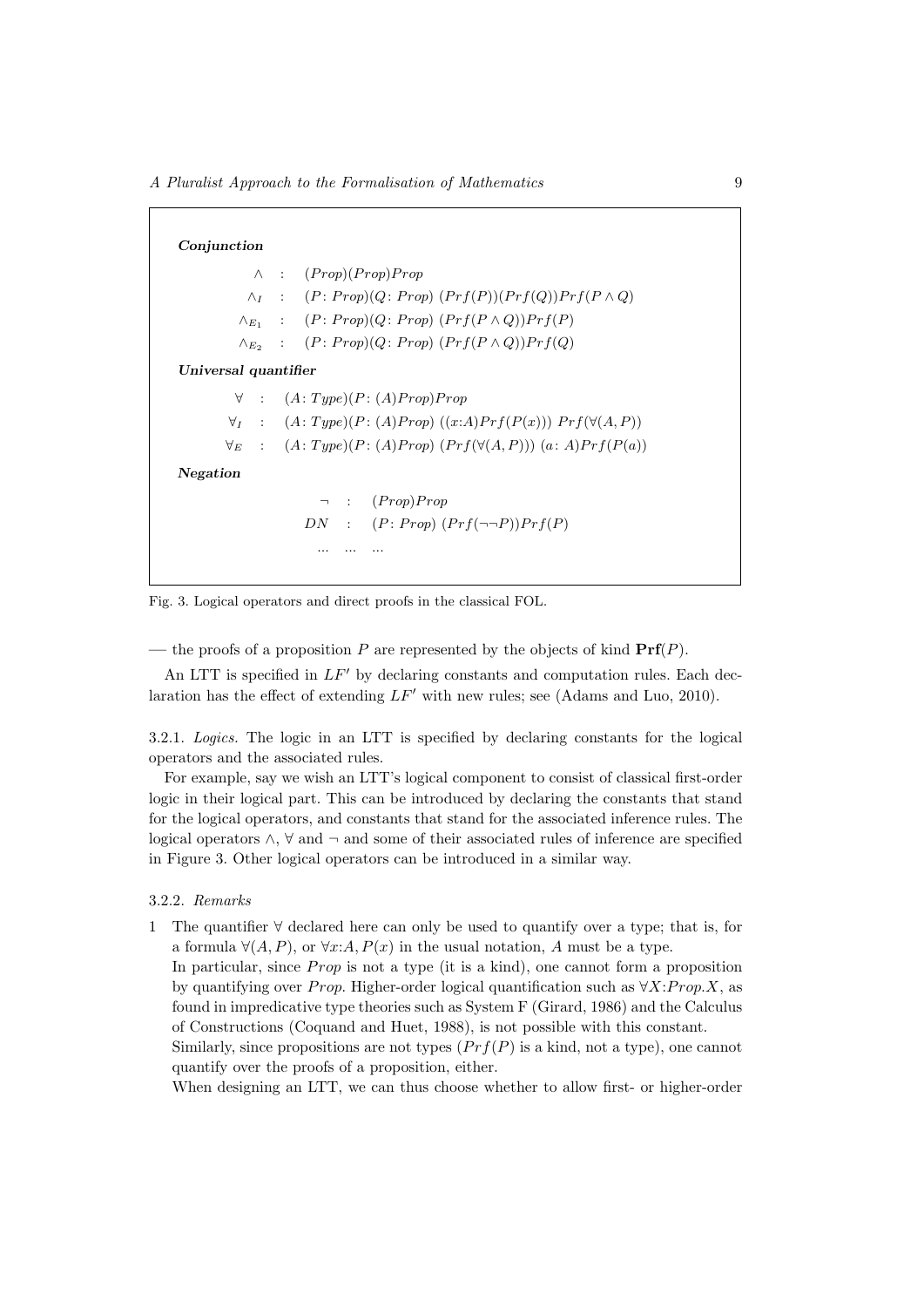**Conjunction**

$$\begin{array}{lcl} \wedge & : & (Prop)(Prop)Prop \\ \wedge_I & : & (P\colon Prop)(Q\colon Prop)\ (Prf(P))(Prf(Q))Prf(P \wedge Q) \\ \wedge_{E_1} & : & (P\colon Prop)(Q\colon Prop)\ (Prf(P \wedge Q))Prf(P) \\ \wedge_{E_2} & : & (P\colon Prop)(Q\colon Prop)\ (Prf(P \wedge Q))Prf(Q) \end{array}$$

**Universal quantifier**

$$\begin{array}{lcl} \forall & : & (A\colon Type)(P\colon (A)Prop)Prop \\ \forall_I & : & (A\colon Type)(P\colon (A)Prop)\ ((x{:}A)Prf(P(x)))\ Prf(\forall(A,P)) \\ \forall_E & : & (A\colon Type)(P\colon (A)Prop)\ (Prf(\forall(A,P)))\ (a\colon A)Prf(P(a)) \end{array}$$

**Negation**

$$\begin{array}{lcl} \neg & : & (Prop)Prop \\ DN & : & (P\colon Prop)\ (Prf(\neg\neg P))Prf(P) \\ \ldots & \ldots & \ldots \end{array}$$

Fig. 3. Logical operators and direct proofs in the classical FOL.

— the proofs of a proposition $P$ are represented by the objects of kind $\mathbf{Prf}(P)$.

An LTT is specified in $LF'$ by declaring constants and computation rules. Each declaration has the effect of extending $LF'$ with new rules; see (Adams and Luo, 2010).

3.2.1. *Logics.* The logic in an LTT is specified by declaring constants for the logical operators and the associated rules.

For example, say we wish an LTT's logical component to consist of classical first-order logic in their logical part. This can be introduced by declaring the constants that stand for the logical operators, and constants that stand for the associated inference rules. The logical operators $\wedge$, $\forall$ and $\neg$ and some of their associated rules of inference are specified in Figure 3. Other logical operators can be introduced in a similar way.

3.2.2. *Remarks*

1 The quantifier $\forall$ declared here can only be used to quantify over a type; that is, for a formula $\forall(A,P)$, or $\forall x{:}A, P(x)$ in the usual notation, $A$ must be a type.
In particular, since $Prop$ is not a type (it is a kind), one cannot form a proposition by quantifying over $Prop$. Higher-order logical quantification such as $\forall X{:}Prop.X$, as found in impredicative type theories such as System F (Girard, 1986) and the Calculus of Constructions (Coquand and Huet, 1988), is not possible with this constant.
Similarly, since propositions are not types ($Prf(P)$ is a kind, not a type), one cannot quantify over the proofs of a proposition, either.
When designing an LTT, we can thus choose whether to allow first- or higher-order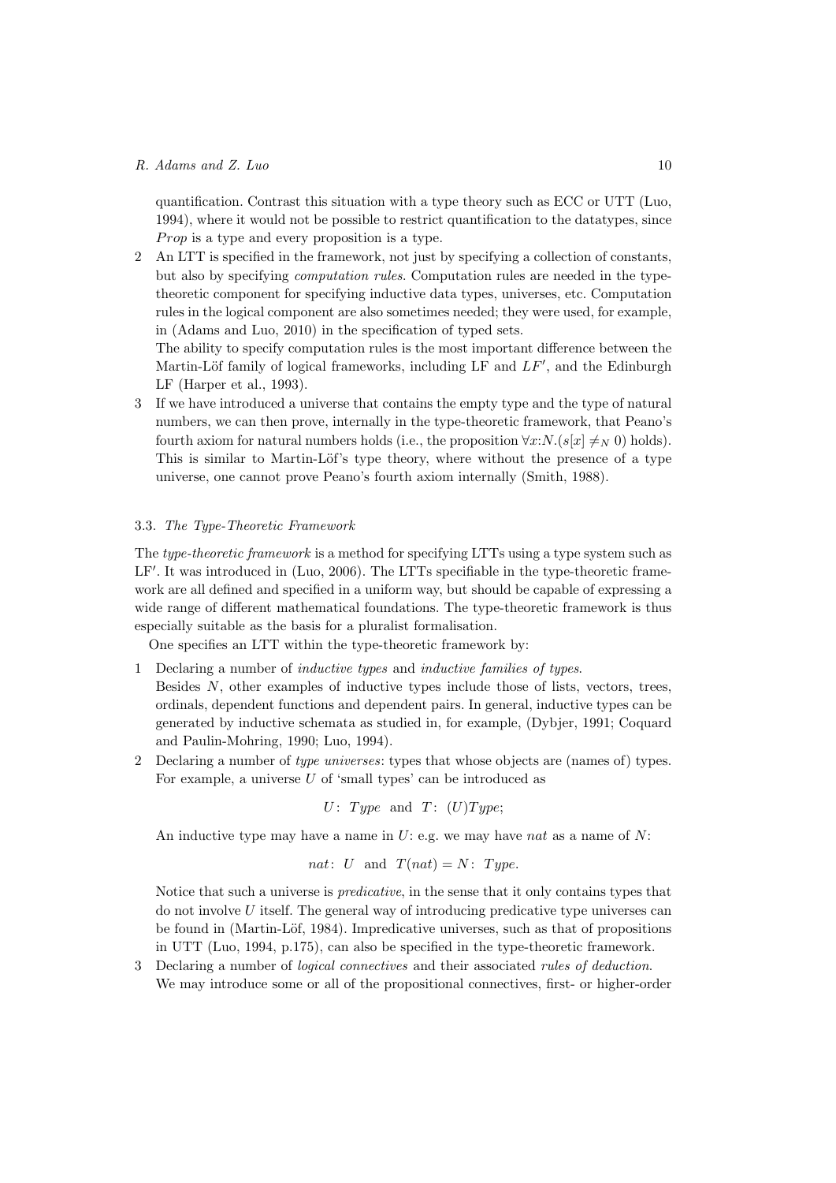quantification. Contrast this situation with a type theory such as ECC or UTT (Luo, 1994), where it would not be possible to restrict quantification to the datatypes, since *Prop* is a type and every proposition is a type.

2. An LTT is specified in the framework, not just by specifying a collection of constants, but also by specifying *computation rules*. Computation rules are needed in the type-theoretic component for specifying inductive data types, universes, etc. Computation rules in the logical component are also sometimes needed; they were used, for example, in (Adams and Luo, 2010) in the specification of typed sets.

   The ability to specify computation rules is the most important difference between the Martin-Löf family of logical frameworks, including LF and $LF'$, and the Edinburgh LF (Harper et al., 1993).

3. If we have introduced a universe that contains the empty type and the type of natural numbers, we can then prove, internally in the type-theoretic framework, that Peano's fourth axiom for natural numbers holds (i.e., the proposition $\forall x{:}N.(s[x] \neq_N 0)$ holds). This is similar to Martin-Löf's type theory, where without the presence of a type universe, one cannot prove Peano's fourth axiom internally (Smith, 1988).

### 3.3. *The Type-Theoretic Framework*

The *type-theoretic framework* is a method for specifying LTTs using a type system such as LF′. It was introduced in (Luo, 2006). The LTTs specifiable in the type-theoretic framework are all defined and specified in a uniform way, but should be capable of expressing a wide range of different mathematical foundations. The type-theoretic framework is thus especially suitable as the basis for a pluralist formalisation.

One specifies an LTT within the type-theoretic framework by:

1. Declaring a number of *inductive types* and *inductive families of types*.

   Besides $N$, other examples of inductive types include those of lists, vectors, trees, ordinals, dependent functions and dependent pairs. In general, inductive types can be generated by inductive schemata as studied in, for example, (Dybjer, 1991; Coquard and Paulin-Mohring, 1990; Luo, 1994).

2. Declaring a number of *type universes*: types that whose objects are (names of) types. For example, a universe $U$ of 'small types' can be introduced as

$$U : \mathit{Type} \quad \text{and} \quad T : (U)\mathit{Type};$$

   An inductive type may have a name in $U$: e.g. we may have *nat* as a name of $N$:

$$\mathit{nat} : U \quad \text{and} \quad T(\mathit{nat}) = N : \mathit{Type}.$$

   Notice that such a universe is *predicative*, in the sense that it only contains types that do not involve $U$ itself. The general way of introducing predicative type universes can be found in (Martin-Löf, 1984). Impredicative universes, such as that of propositions in UTT (Luo, 1994, p.175), can also be specified in the type-theoretic framework.

3. Declaring a number of *logical connectives* and their associated *rules of deduction*. We may introduce some or all of the propositional connectives, first- or higher-order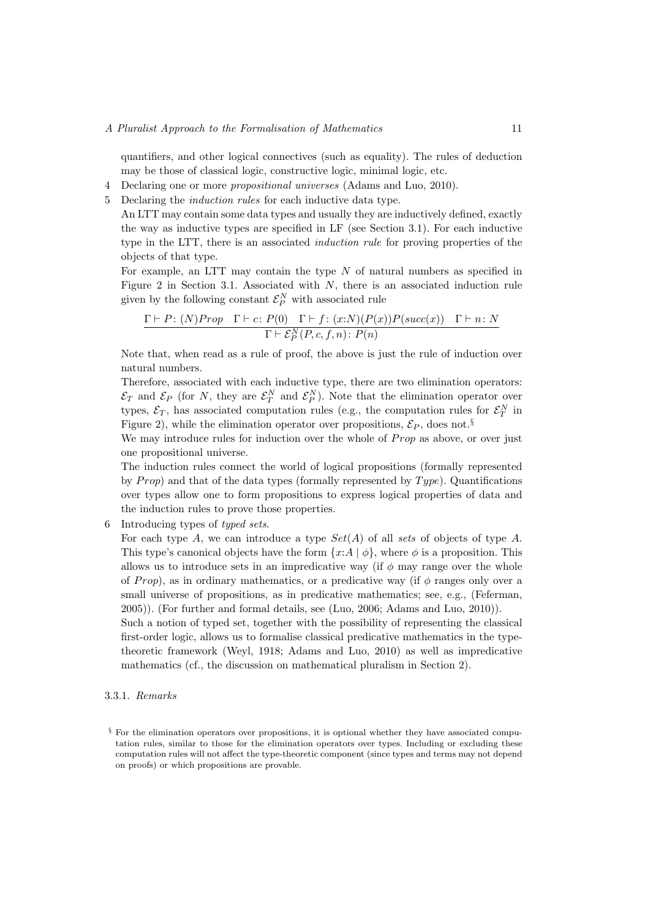quantifiers, and other logical connectives (such as equality). The rules of deduction may be those of classical logic, constructive logic, minimal logic, etc.

4 Declaring one or more *propositional universes* (Adams and Luo, 2010).

5 Declaring the *induction rules* for each inductive data type.

An LTT may contain some data types and usually they are inductively defined, exactly the way as inductive types are specified in LF (see Section 3.1). For each inductive type in the LTT, there is an associated *induction rule* for proving properties of the objects of that type.

For example, an LTT may contain the type $N$ of natural numbers as specified in Figure 2 in Section 3.1. Associated with $N$, there is an associated induction rule given by the following constant $\mathcal{E}_P^N$ with associated rule

$$\frac{\Gamma \vdash P\colon (N)Prop \quad \Gamma \vdash c\colon P(0) \quad \Gamma \vdash f\colon (x{:}N)(P(x))P(succ(x)) \quad \Gamma \vdash n\colon N}{\Gamma \vdash \mathcal{E}_P^N(P, c, f, n)\colon P(n)}$$

Note that, when read as a rule of proof, the above is just the rule of induction over natural numbers.

Therefore, associated with each inductive type, there are two elimination operators: $\mathcal{E}_T$ and $\mathcal{E}_P$ (for $N$, they are $\mathcal{E}_T^N$ and $\mathcal{E}_P^N$). Note that the elimination operator over types, $\mathcal{E}_T$, has associated computation rules (e.g., the computation rules for $\mathcal{E}_T^N$ in Figure 2), while the elimination operator over propositions, $\mathcal{E}_P$, does not.[§]

We may introduce rules for induction over the whole of $Prop$ as above, or over just one propositional universe.

The induction rules connect the world of logical propositions (formally represented by $Prop$) and that of the data types (formally represented by $Type$). Quantifications over types allow one to form propositions to express logical properties of data and the induction rules to prove those properties.

6 Introducing types of *typed sets*.

For each type $A$, we can introduce a type $Set(A)$ of all *sets* of objects of type $A$. This type's canonical objects have the form $\{x{:}A \mid \phi\}$, where $\phi$ is a proposition. This allows us to introduce sets in an impredicative way (if $\phi$ may range over the whole of $Prop$), as in ordinary mathematics, or a predicative way (if $\phi$ ranges only over a small universe of propositions, as in predicative mathematics; see, e.g., (Feferman, 2005)). (For further and formal details, see (Luo, 2006; Adams and Luo, 2010)).

Such a notion of typed set, together with the possibility of representing the classical first-order logic, allows us to formalise classical predicative mathematics in the type-theoretic framework (Weyl, 1918; Adams and Luo, 2010) as well as impredicative mathematics (cf., the discussion on mathematical pluralism in Section 2).

### 3.3.1. *Remarks*

[§] For the elimination operators over propositions, it is optional whether they have associated computation rules, similar to those for the elimination operators over types. Including or excluding these computation rules will not affect the type-theoretic component (since types and terms may not depend on proofs) or which propositions are provable.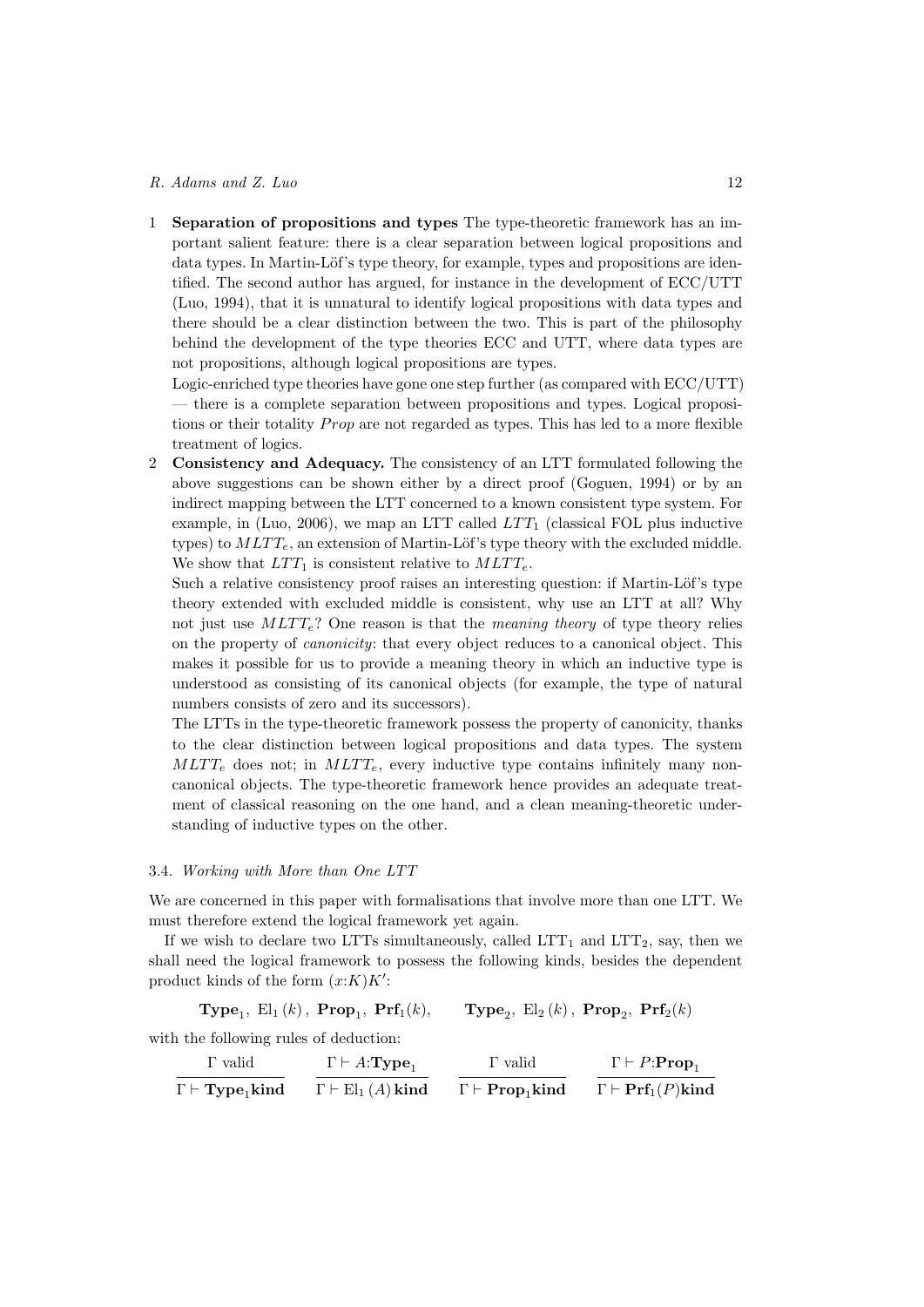1 **Separation of propositions and types** The type-theoretic framework has an important salient feature: there is a clear separation between logical propositions and data types. In Martin-Löf's type theory, for example, types and propositions are identified. The second author has argued, for instance in the development of ECC/UTT (Luo, 1994), that it is unnatural to identify logical propositions with data types and there should be a clear distinction between the two. This is part of the philosophy behind the development of the type theories ECC and UTT, where data types are not propositions, although logical propositions are types.

   Logic-enriched type theories have gone one step further (as compared with ECC/UTT) — there is a complete separation between propositions and types. Logical propositions or their totality *Prop* are not regarded as types. This has led to a more flexible treatment of logics.

2 **Consistency and Adequacy.** The consistency of an LTT formulated following the above suggestions can be shown either by a direct proof (Goguen, 1994) or by an indirect mapping between the LTT concerned to a known consistent type system. For example, in (Luo, 2006), we map an LTT called $LTT_1$ (classical FOL plus inductive types) to $MLTT_e$, an extension of Martin-Löf's type theory with the excluded middle. We show that $LTT_1$ is consistent relative to $MLTT_e$.

   Such a relative consistency proof raises an interesting question: if Martin-Löf's type theory extended with excluded middle is consistent, why use an LTT at all? Why not just use $MLTT_e$? One reason is that the *meaning theory* of type theory relies on the property of *canonicity*: that every object reduces to a canonical object. This makes it possible for us to provide a meaning theory in which an inductive type is understood as consisting of its canonical objects (for example, the type of natural numbers consists of zero and its successors).

   The LTTs in the type-theoretic framework possess the property of canonicity, thanks to the clear distinction between logical propositions and data types. The system $MLTT_e$ does not; in $MLTT_e$, every inductive type contains infinitely many non-canonical objects. The type-theoretic framework hence provides an adequate treatment of classical reasoning on the one hand, and a clean meaning-theoretic understanding of inductive types on the other.

### 3.4. *Working with More than One LTT*

We are concerned in this paper with formalisations that involve more than one LTT. We must therefore extend the logical framework yet again.

If we wish to declare two LTTs simultaneously, called $\mathrm{LTT}_1$ and $\mathrm{LTT}_2$, say, then we shall need the logical framework to possess the following kinds, besides the dependent product kinds of the form $(x{:}K)K'$:

$$\mathbf{Type}_1,\ \mathrm{El}_1(k),\ \mathbf{Prop}_1,\ \mathbf{Prf}_1(k), \qquad \mathbf{Type}_2,\ \mathrm{El}_2(k),\ \mathbf{Prop}_2,\ \mathbf{Prf}_2(k)$$

with the following rules of deduction:

$$\frac{\Gamma \text{ valid}}{\Gamma \vdash \mathbf{Type}_1 \mathbf{kind}} \qquad \frac{\Gamma \vdash A{:}\mathbf{Type}_1}{\Gamma \vdash \mathrm{El}_1(A)\,\mathbf{kind}} \qquad \frac{\Gamma \text{ valid}}{\Gamma \vdash \mathbf{Prop}_1 \mathbf{kind}} \qquad \frac{\Gamma \vdash P{:}\mathbf{Prop}_1}{\Gamma \vdash \mathbf{Prf}_1(P)\mathbf{kind}}$$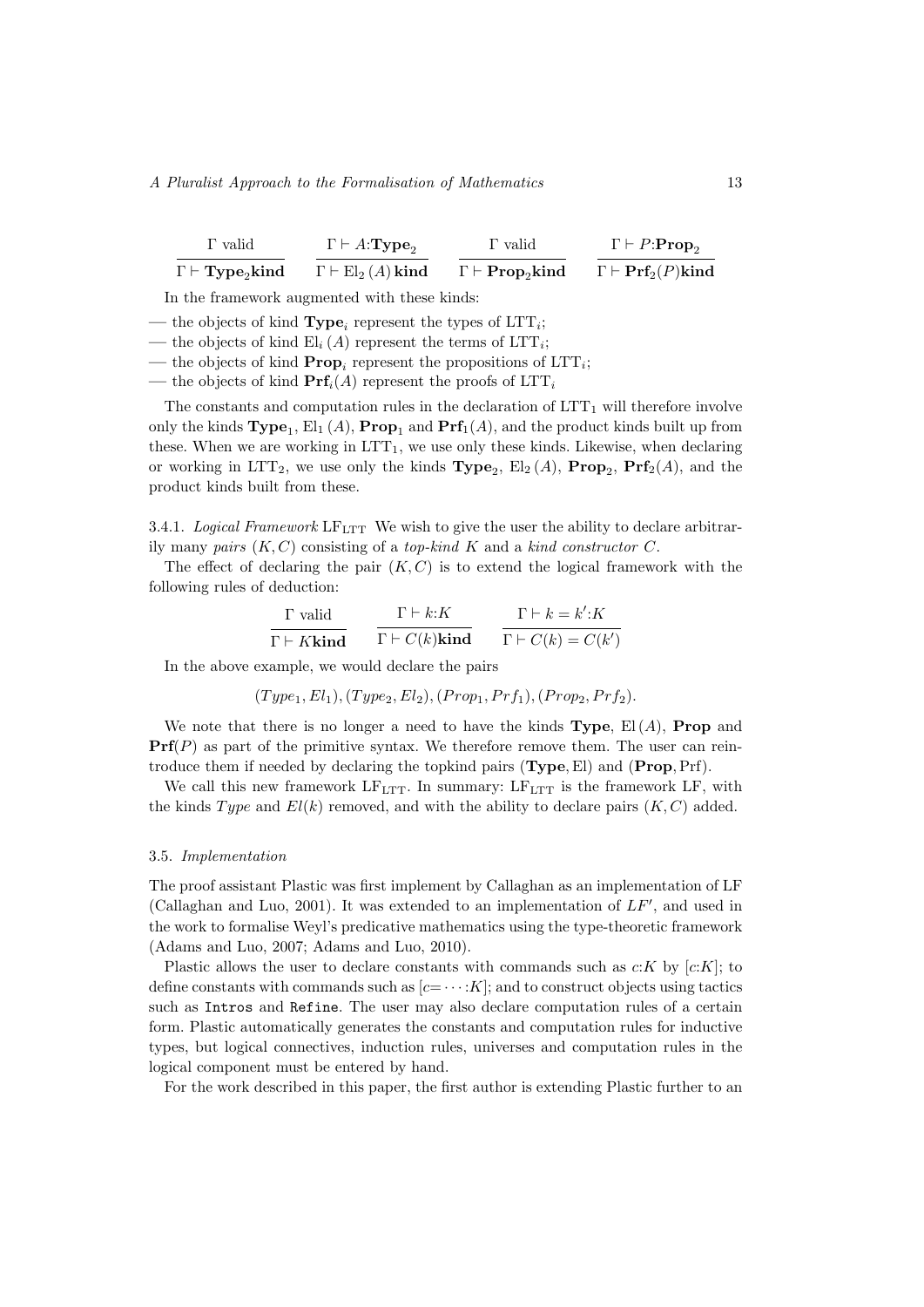$$\frac{\Gamma \text{ valid}}{\Gamma \vdash \mathbf{Type}_2 \mathbf{kind}} \qquad \frac{\Gamma \vdash A{:}\mathbf{Type}_2}{\Gamma \vdash \mathrm{El}_2\,(A)\,\mathbf{kind}} \qquad \frac{\Gamma \text{ valid}}{\Gamma \vdash \mathbf{Prop}_2 \mathbf{kind}} \qquad \frac{\Gamma \vdash P{:}\mathbf{Prop}_2}{\Gamma \vdash \mathbf{Prf}_2(P)\mathbf{kind}}$$

In the framework augmented with these kinds:

— the objects of kind $\mathbf{Type}_i$ represent the types of $\mathrm{LTT}_i$;
— the objects of kind $\mathrm{El}_i\,(A)$ represent the terms of $\mathrm{LTT}_i$;
— the objects of kind $\mathbf{Prop}_i$ represent the propositions of $\mathrm{LTT}_i$;
— the objects of kind $\mathbf{Prf}_i(A)$ represent the proofs of $\mathrm{LTT}_i$

The constants and computation rules in the declaration of $\mathrm{LTT}_1$ will therefore involve only the kinds $\mathbf{Type}_1$, $\mathrm{El}_1\,(A)$, $\mathbf{Prop}_1$ and $\mathbf{Prf}_1(A)$, and the product kinds built up from these. When we are working in $\mathrm{LTT}_1$, we use only these kinds. Likewise, when declaring or working in $\mathrm{LTT}_2$, we use only the kinds $\mathbf{Type}_2$, $\mathrm{El}_2\,(A)$, $\mathbf{Prop}_2$, $\mathbf{Prf}_2(A)$, and the product kinds built from these.

3.4.1. *Logical Framework* $\mathrm{LF}_{\mathrm{LTT}}$ We wish to give the user the ability to declare arbitrarily many *pairs* $(K, C)$ consisting of a *top-kind* $K$ and a *kind constructor* $C$.

The effect of declaring the pair $(K, C)$ is to extend the logical framework with the following rules of deduction:

$$\frac{\Gamma \text{ valid}}{\Gamma \vdash K\mathbf{kind}} \qquad \frac{\Gamma \vdash k{:}K}{\Gamma \vdash C(k)\mathbf{kind}} \qquad \frac{\Gamma \vdash k = k'{:}K}{\Gamma \vdash C(k) = C(k')}$$

In the above example, we would declare the pairs

$$(Type_1, El_1), (Type_2, El_2), (Prop_1, Prf_1), (Prop_2, Prf_2).$$

We note that there is no longer a need to have the kinds $\mathbf{Type}$, $\mathrm{El}\,(A)$, $\mathbf{Prop}$ and $\mathbf{Prf}(P)$ as part of the primitive syntax. We therefore remove them. The user can reintroduce them if needed by declaring the topkind pairs $(\mathbf{Type}, \mathrm{El})$ and $(\mathbf{Prop}, \mathrm{Prf})$.

We call this new framework $\mathrm{LF}_{\mathrm{LTT}}$. In summary: $\mathrm{LF}_{\mathrm{LTT}}$ is the framework LF, with the kinds $Type$ and $El(k)$ removed, and with the ability to declare pairs $(K, C)$ added.

### 3.5. *Implementation*

The proof assistant Plastic was first implement by Callaghan as an implementation of LF (Callaghan and Luo, 2001). It was extended to an implementation of $LF'$, and used in the work to formalise Weyl's predicative mathematics using the type-theoretic framework (Adams and Luo, 2007; Adams and Luo, 2010).

Plastic allows the user to declare constants with commands such as $c{:}K$ by $[c{:}K]$; to define constants with commands such as $[c{=}\cdots{:}K]$; and to construct objects using tactics such as `Intros` and `Refine`. The user may also declare computation rules of a certain form. Plastic automatically generates the constants and computation rules for inductive types, but logical connectives, induction rules, universes and computation rules in the logical component must be entered by hand.

For the work described in this paper, the first author is extending Plastic further to an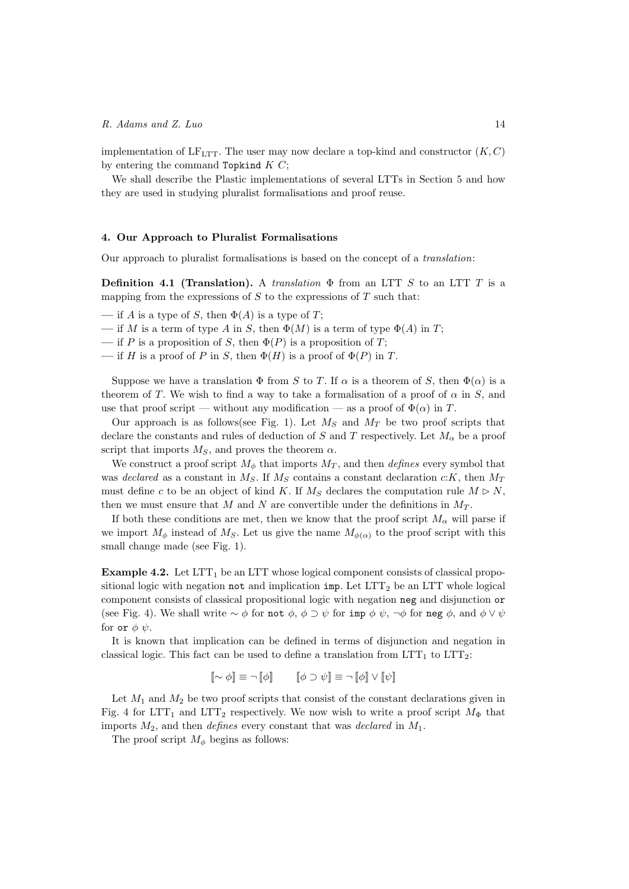implementation of $LF_{LTT}$. The user may now declare a top-kind and constructor $(K, C)$ by entering the command `Topkind` $K$ $C$;

We shall describe the Plastic implementations of several LTTs in Section 5 and how they are used in studying pluralist formalisations and proof reuse.

## 4. Our Approach to Pluralist Formalisations

Our approach to pluralist formalisations is based on the concept of a *translation*:

**Definition 4.1 (Translation).** A *translation* $\Phi$ from an LTT $S$ to an LTT $T$ is a mapping from the expressions of $S$ to the expressions of $T$ such that:

— if $A$ is a type of $S$, then $\Phi(A)$ is a type of $T$;
— if $M$ is a term of type $A$ in $S$, then $\Phi(M)$ is a term of type $\Phi(A)$ in $T$;
— if $P$ is a proposition of $S$, then $\Phi(P)$ is a proposition of $T$;
— if $H$ is a proof of $P$ in $S$, then $\Phi(H)$ is a proof of $\Phi(P)$ in $T$.

Suppose we have a translation $\Phi$ from $S$ to $T$. If $\alpha$ is a theorem of $S$, then $\Phi(\alpha)$ is a theorem of $T$. We wish to find a way to take a formalisation of a proof of $\alpha$ in $S$, and use that proof script — without any modification — as a proof of $\Phi(\alpha)$ in $T$.

Our approach is as follows(see Fig. 1). Let $M_S$ and $M_T$ be two proof scripts that declare the constants and rules of deduction of $S$ and $T$ respectively. Let $M_\alpha$ be a proof script that imports $M_S$, and proves the theorem $\alpha$.

We construct a proof script $M_\phi$ that imports $M_T$, and then *defines* every symbol that was *declared* as a constant in $M_S$. If $M_S$ contains a constant declaration $c{:}K$, then $M_T$ must define $c$ to be an object of kind $K$. If $M_S$ declares the computation rule $M \rhd N$, then we must ensure that $M$ and $N$ are convertible under the definitions in $M_T$.

If both these conditions are met, then we know that the proof script $M_\alpha$ will parse if we import $M_\phi$ instead of $M_S$. Let us give the name $M_{\phi(\alpha)}$ to the proof script with this small change made (see Fig. 1).

**Example 4.2.** Let $LTT_1$ be an LTT whose logical component consists of classical propositional logic with negation `not` and implication `imp`. Let $LTT_2$ be an LTT whole logical component consists of classical propositional logic with negation `neg` and disjunction `or` (see Fig. 4). We shall write $\sim \phi$ for `not` $\phi$, $\phi \supset \psi$ for `imp` $\phi$ $\psi$, $\neg\phi$ for `neg` $\phi$, and $\phi \vee \psi$ for `or` $\phi$ $\psi$.

It is known that implication can be defined in terms of disjunction and negation in classical logic. This fact can be used to define a translation from $LTT_1$ to $LTT_2$:

$$[\![\sim \phi]\!] \equiv \neg\, [\![\phi]\!] \qquad [\![\phi \supset \psi]\!] \equiv \neg\, [\![\phi]\!] \vee [\![\psi]\!]$$

Let $M_1$ and $M_2$ be two proof scripts that consist of the constant declarations given in Fig. 4 for $LTT_1$ and $LTT_2$ respectively. We now wish to write a proof script $M_\Phi$ that imports $M_2$, and then *defines* every constant that was *declared* in $M_1$.

The proof script $M_\phi$ begins as follows: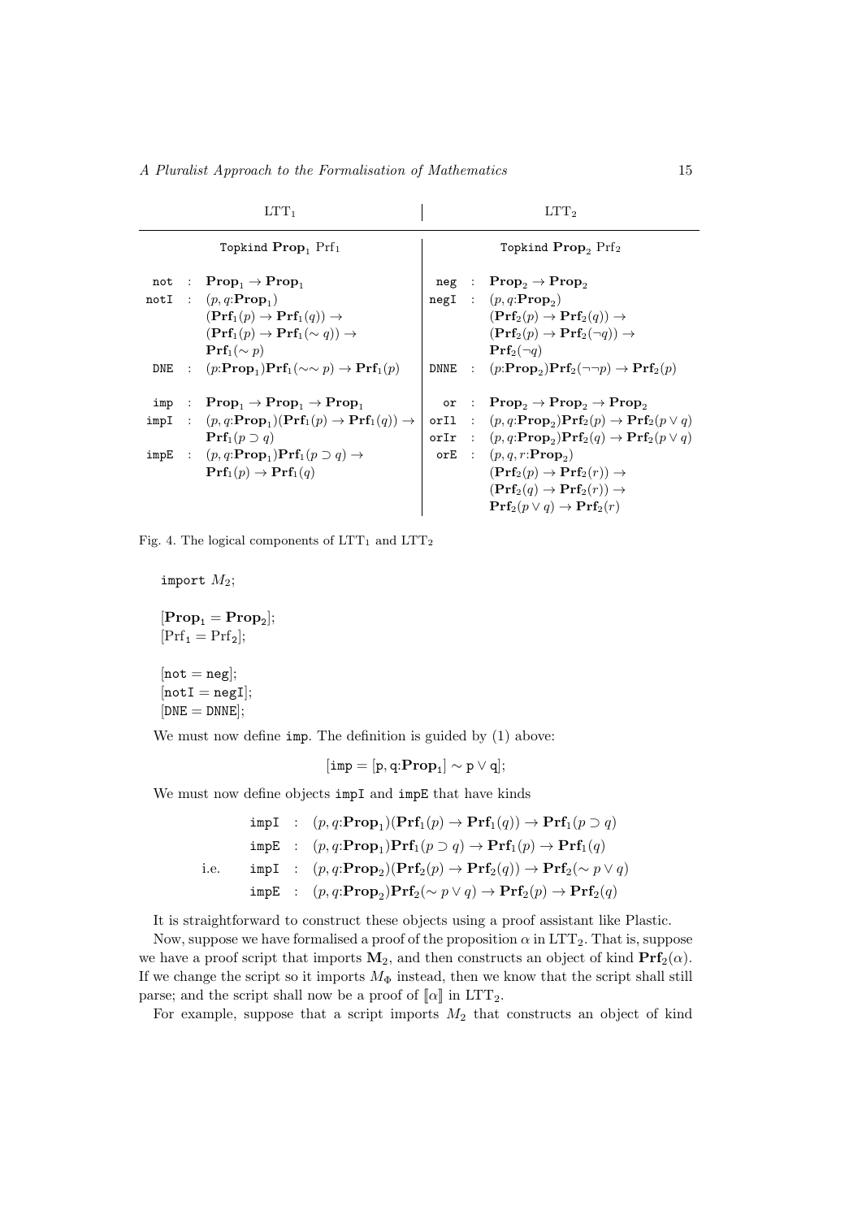| $\mathrm{LTT}_1$ | | | $\mathrm{LTT}_2$ | | |
|---|---|---|---|---|---|
| Topkind $\mathbf{Prop}_1$ $\mathrm{Prf}_1$ | | | Topkind $\mathbf{Prop}_2$ $\mathrm{Prf}_2$ | | |
| not | : | $\mathbf{Prop}_1 \to \mathbf{Prop}_1$ | neg | : | $\mathbf{Prop}_2 \to \mathbf{Prop}_2$ |
| notI | : | $(p, q{:}\mathbf{Prop}_1)$ $(\mathbf{Prf}_1(p) \to \mathbf{Prf}_1(q)) \to$ $(\mathbf{Prf}_1(p) \to \mathbf{Prf}_1(\sim q)) \to$ $\mathbf{Prf}_1(\sim p)$ | negI | : | $(p, q{:}\mathbf{Prop}_2)$ $(\mathbf{Prf}_2(p) \to \mathbf{Prf}_2(q)) \to$ $(\mathbf{Prf}_2(p) \to \mathbf{Prf}_2(\neg q)) \to$ $\mathbf{Prf}_2(\neg q)$ |
| DNE | : | $(p{:}\mathbf{Prop}_1)\mathbf{Prf}_1(\sim\sim p) \to \mathbf{Prf}_1(p)$ | DNNE | : | $(p{:}\mathbf{Prop}_2)\mathbf{Prf}_2(\neg\neg p) \to \mathbf{Prf}_2(p)$ |
| imp | : | $\mathbf{Prop}_1 \to \mathbf{Prop}_1 \to \mathbf{Prop}_1$ | or | : | $\mathbf{Prop}_2 \to \mathbf{Prop}_2 \to \mathbf{Prop}_2$ |
| impI | : | $(p, q{:}\mathbf{Prop}_1)(\mathbf{Prf}_1(p) \to \mathbf{Prf}_1(q)) \to$ $\mathbf{Prf}_1(p \supset q)$ | orIl | : | $(p, q{:}\mathbf{Prop}_2)\mathbf{Prf}_2(p) \to \mathbf{Prf}_2(p \vee q)$ |
| | | | orIr | : | $(p, q{:}\mathbf{Prop}_2)\mathbf{Prf}_2(q) \to \mathbf{Prf}_2(p \vee q)$ |
| impE | : | $(p, q{:}\mathbf{Prop}_1)\mathbf{Prf}_1(p \supset q) \to$ $\mathbf{Prf}_1(p) \to \mathbf{Prf}_1(q)$ | orE | : | $(p, q, r{:}\mathbf{Prop}_2)$ $(\mathbf{Prf}_2(p) \to \mathbf{Prf}_2(r)) \to$ $(\mathbf{Prf}_2(q) \to \mathbf{Prf}_2(r)) \to$ $\mathbf{Prf}_2(p \vee q) \to \mathbf{Prf}_2(r)$ |

Fig. 4. The logical components of $\mathrm{LTT}_1$ and $\mathrm{LTT}_2$

import $M_2$;

$[\mathbf{Prop}_1 = \mathbf{Prop}_2]$;
$[\mathrm{Prf}_1 = \mathrm{Prf}_2]$;

[not = neg];
[notI = negI];
[DNE = DNNE];

We must now define imp. The definition is guided by (1) above:

$$[\mathtt{imp} = [\mathsf{p}, \mathsf{q}{:}\mathbf{Prop}_1] \sim \mathsf{p} \vee \mathsf{q}];$$

We must now define objects impI and impE that have kinds

$$\begin{aligned}
&\mathtt{impI} \;:\; (p, q{:}\mathbf{Prop}_1)(\mathbf{Prf}_1(p) \to \mathbf{Prf}_1(q)) \to \mathbf{Prf}_1(p \supset q) \\
&\mathtt{impE} \;:\; (p, q{:}\mathbf{Prop}_1)\mathbf{Prf}_1(p \supset q) \to \mathbf{Prf}_1(p) \to \mathbf{Prf}_1(q) \\
\text{i.e.}\quad &\mathtt{impI} \;:\; (p, q{:}\mathbf{Prop}_2)(\mathbf{Prf}_2(p) \to \mathbf{Prf}_2(q)) \to \mathbf{Prf}_2(\sim p \vee q) \\
&\mathtt{impE} \;:\; (p, q{:}\mathbf{Prop}_2)\mathbf{Prf}_2(\sim p \vee q) \to \mathbf{Prf}_2(p) \to \mathbf{Prf}_2(q)
\end{aligned}$$

It is straightforward to construct these objects using a proof assistant like Plastic.

Now, suppose we have formalised a proof of the proposition $\alpha$ in $\mathrm{LTT}_2$. That is, suppose we have a proof script that imports $\mathbf{M}_2$, and then constructs an object of kind $\mathbf{Prf}_2(\alpha)$. If we change the script so it imports $M_\Phi$ instead, then we know that the script shall still parse; and the script shall now be a proof of $[\![\alpha]\!]$ in $\mathrm{LTT}_2$.

For example, suppose that a script imports $M_2$ that constructs an object of kind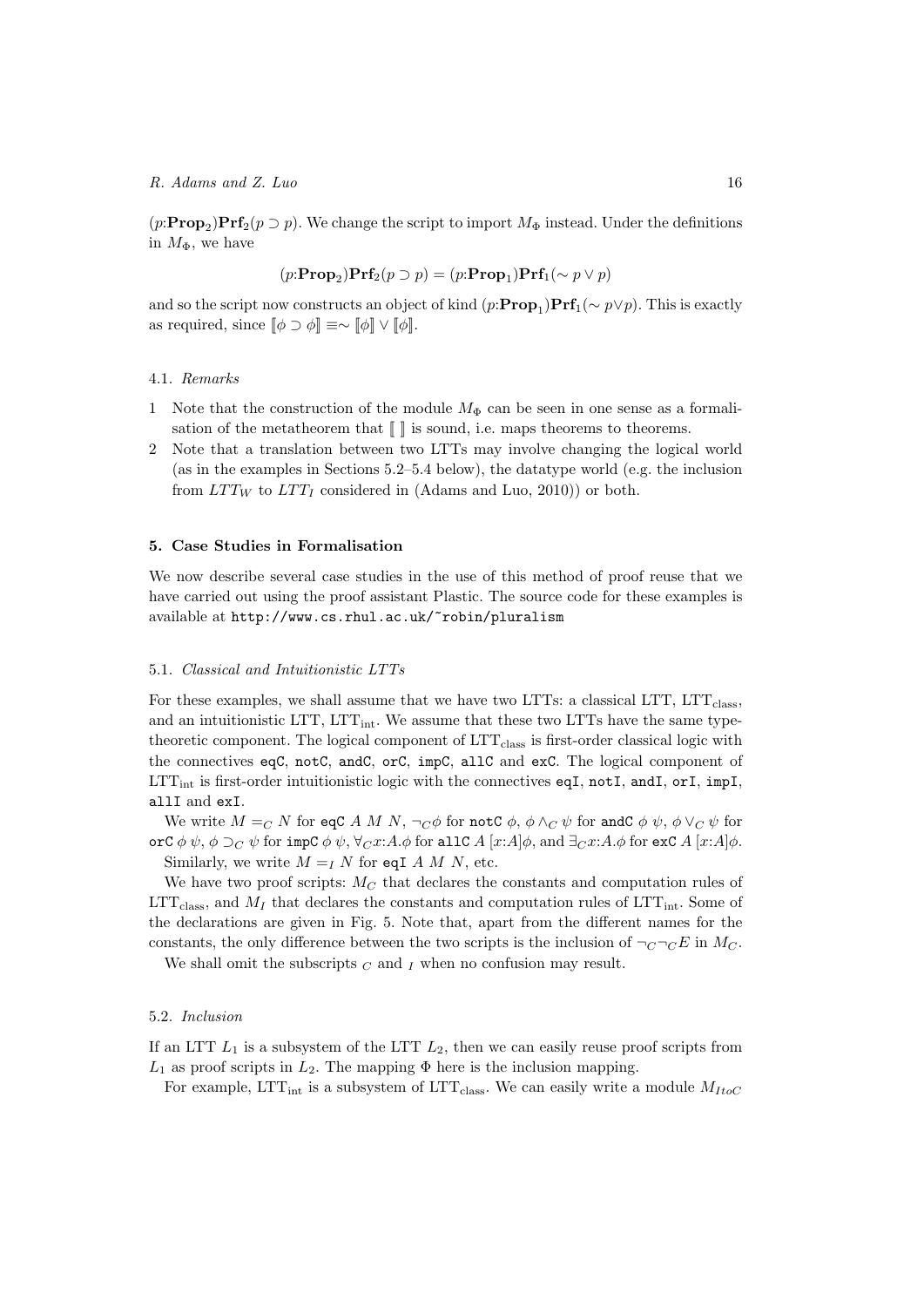$(p{:}\mathbf{Prop}_2)\mathbf{Prf}_2(p \supset p)$. We change the script to import $M_\Phi$ instead. Under the definitions in $M_\Phi$, we have

$$(p{:}\mathbf{Prop}_2)\mathbf{Prf}_2(p \supset p) = (p{:}\mathbf{Prop}_1)\mathbf{Prf}_1(\sim p \vee p)$$

and so the script now constructs an object of kind $(p{:}\mathbf{Prop}_1)\mathbf{Prf}_1(\sim p{\vee}p)$. This is exactly as required, since $[\![\phi \supset \phi]\!] \equiv \sim [\![\phi]\!] \vee [\![\phi]\!]$.

### 4.1. *Remarks*

1. Note that the construction of the module $M_\Phi$ can be seen in one sense as a formalisation of the metatheorem that $[\![\ ]\!]$ is sound, i.e. maps theorems to theorems.
2. Note that a translation between two LTTs may involve changing the logical world (as in the examples in Sections 5.2–5.4 below), the datatype world (e.g. the inclusion from $LTT_W$ to $LTT_I$ considered in (Adams and Luo, 2010)) or both.

## 5. Case Studies in Formalisation

We now describe several case studies in the use of this method of proof reuse that we have carried out using the proof assistant Plastic. The source code for these examples is available at `http://www.cs.rhul.ac.uk/~robin/pluralism`

### 5.1. *Classical and Intuitionistic LTTs*

For these examples, we shall assume that we have two LTTs: a classical LTT, $\mathrm{LTT}_{\mathrm{class}}$, and an intuitionistic LTT, $\mathrm{LTT}_{\mathrm{int}}$. We assume that these two LTTs have the same type-theoretic component. The logical component of $\mathrm{LTT}_{\mathrm{class}}$ is first-order classical logic with the connectives `eqC`, `notC`, `andC`, `orC`, `impC`, `allC` and `exC`. The logical component of $\mathrm{LTT}_{\mathrm{int}}$ is first-order intuitionistic logic with the connectives `eqI`, `notI`, `andI`, `orI`, `impI`, `allI` and `exI`.

We write $M =_C N$ for `eqC` $A$ $M$ $N$, $\neg_C \phi$ for `notC` $\phi$, $\phi \wedge_C \psi$ for `andC` $\phi$ $\psi$, $\phi \vee_C \psi$ for `orC` $\phi$ $\psi$, $\phi \supset_C \psi$ for `impC` $\phi$ $\psi$, $\forall_C x{:}A.\phi$ for `allC` $A$ $[x{:}A]\phi$, and $\exists_C x{:}A.\phi$ for `exC` $A$ $[x{:}A]\phi$.

Similarly, we write $M =_I N$ for `eqI` $A$ $M$ $N$, etc.

We have two proof scripts: $M_C$ that declares the constants and computation rules of $\mathrm{LTT}_{\mathrm{class}}$, and $M_I$ that declares the constants and computation rules of $\mathrm{LTT}_{\mathrm{int}}$. Some of the declarations are given in Fig. 5. Note that, apart from the different names for the constants, the only difference between the two scripts is the inclusion of $\neg_C \neg_C E$ in $M_C$.

We shall omit the subscripts $_C$ and $_I$ when no confusion may result.

### 5.2. *Inclusion*

If an LTT $L_1$ is a subsystem of the LTT $L_2$, then we can easily reuse proof scripts from $L_1$ as proof scripts in $L_2$. The mapping $\Phi$ here is the inclusion mapping.

For example, $\mathrm{LTT}_{\mathrm{int}}$ is a subsystem of $\mathrm{LTT}_{\mathrm{class}}$. We can easily write a module $M_{ItoC}$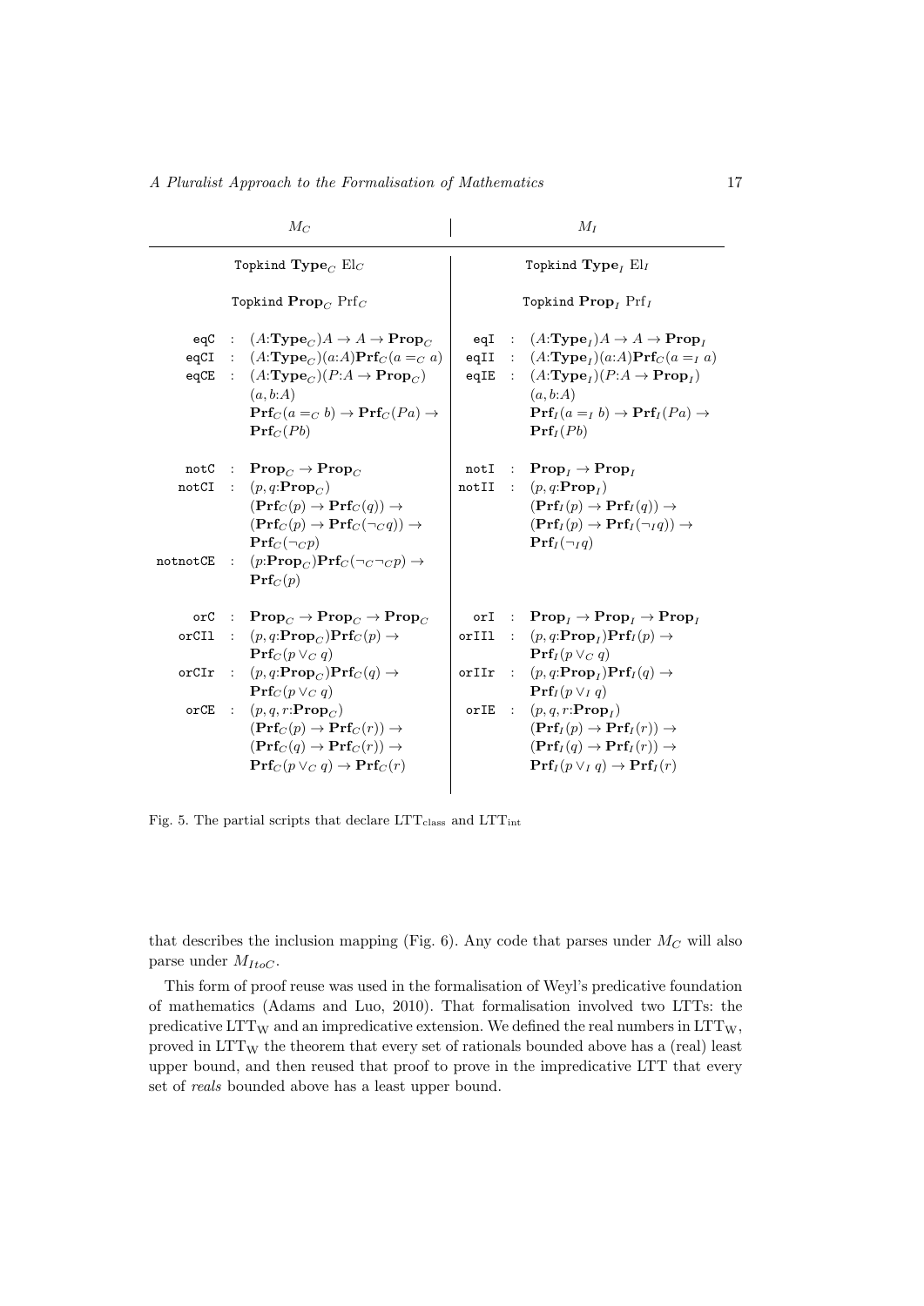| $M_C$ | $M_I$ |
|---|---|
| Topkind $\mathbf{Type}_C$ $\mathrm{El}_C$ | Topkind $\mathbf{Type}_I$ $\mathrm{El}_I$ |
| Topkind $\mathbf{Prop}_C$ $\mathrm{Prf}_C$ | Topkind $\mathbf{Prop}_I$ $\mathrm{Prf}_I$ |
| `eqC` : $(A{:}\mathbf{Type}_C)A \to A \to \mathbf{Prop}_C$ <br> `eqCI` : $(A{:}\mathbf{Type}_C)(a{:}A)\mathbf{Prf}_C(a =_C a)$ <br> `eqCE` : $(A{:}\mathbf{Type}_C)(P{:}A \to \mathbf{Prop}_C)$ $(a, b{:}A)$ $\mathbf{Prf}_C(a =_C b) \to \mathbf{Prf}_C(Pa) \to$ $\mathbf{Prf}_C(Pb)$ | `eqI` : $(A{:}\mathbf{Type}_I)A \to A \to \mathbf{Prop}_I$ <br> `eqII` : $(A{:}\mathbf{Type}_I)(a{:}A)\mathbf{Prf}_C(a =_I a)$ <br> `eqIE` : $(A{:}\mathbf{Type}_I)(P{:}A \to \mathbf{Prop}_I)$ $(a, b{:}A)$ $\mathbf{Prf}_I(a =_I b) \to \mathbf{Prf}_I(Pa) \to$ $\mathbf{Prf}_I(Pb)$ |
| `notC` : $\mathbf{Prop}_C \to \mathbf{Prop}_C$ <br> `notCI` : $(p, q{:}\mathbf{Prop}_C)$ $(\mathbf{Prf}_C(p) \to \mathbf{Prf}_C(q)) \to$ $(\mathbf{Prf}_C(p) \to \mathbf{Prf}_C(\neg_C q)) \to$ $\mathbf{Prf}_C(\neg_C p)$ <br> `notnotCE` : $(p{:}\mathbf{Prop}_C)\mathbf{Prf}_C(\neg_C \neg_C p) \to$ $\mathbf{Prf}_C(p)$ | `notI` : $\mathbf{Prop}_I \to \mathbf{Prop}_I$ <br> `notII` : $(p, q{:}\mathbf{Prop}_I)$ $(\mathbf{Prf}_I(p) \to \mathbf{Prf}_I(q)) \to$ $(\mathbf{Prf}_I(p) \to \mathbf{Prf}_I(\neg_I q)) \to$ $\mathbf{Prf}_I(\neg_I q)$ |
| `orC` : $\mathbf{Prop}_C \to \mathbf{Prop}_C \to \mathbf{Prop}_C$ <br> `orCIl` : $(p, q{:}\mathbf{Prop}_C)\mathbf{Prf}_C(p) \to$ $\mathbf{Prf}_C(p \vee_C q)$ <br> `orCIr` : $(p, q{:}\mathbf{Prop}_C)\mathbf{Prf}_C(q) \to$ $\mathbf{Prf}_C(p \vee_C q)$ <br> `orCE` : $(p, q, r{:}\mathbf{Prop}_C)$ $(\mathbf{Prf}_C(p) \to \mathbf{Prf}_C(r)) \to$ $(\mathbf{Prf}_C(q) \to \mathbf{Prf}_C(r)) \to$ $\mathbf{Prf}_C(p \vee_C q) \to \mathbf{Prf}_C(r)$ | `orI` : $\mathbf{Prop}_I \to \mathbf{Prop}_I \to \mathbf{Prop}_I$ <br> `orIIl` : $(p, q{:}\mathbf{Prop}_I)\mathbf{Prf}_I(p) \to$ $\mathbf{Prf}_I(p \vee_C q)$ <br> `orIIr` : $(p, q{:}\mathbf{Prop}_I)\mathbf{Prf}_I(q) \to$ $\mathbf{Prf}_I(p \vee_I q)$ <br> `orIE` : $(p, q, r{:}\mathbf{Prop}_I)$ $(\mathbf{Prf}_I(p) \to \mathbf{Prf}_I(r)) \to$ $(\mathbf{Prf}_I(q) \to \mathbf{Prf}_I(r)) \to$ $\mathbf{Prf}_I(p \vee_I q) \to \mathbf{Prf}_I(r)$ |

Fig. 5. The partial scripts that declare $\mathrm{LTT}_{\mathrm{class}}$ and $\mathrm{LTT}_{\mathrm{int}}$

that describes the inclusion mapping (Fig. 6). Any code that parses under $M_C$ will also parse under $M_{ItoC}$.

This form of proof reuse was used in the formalisation of Weyl's predicative foundation of mathematics (Adams and Luo, 2010). That formalisation involved two LTTs: the predicative $\mathrm{LTT}_{\mathrm{W}}$ and an impredicative extension. We defined the real numbers in $\mathrm{LTT}_{\mathrm{W}}$, proved in $\mathrm{LTT}_{\mathrm{W}}$ the theorem that every set of rationals bounded above has a (real) least upper bound, and then reused that proof to prove in the impredicative LTT that every set of *reals* bounded above has a least upper bound.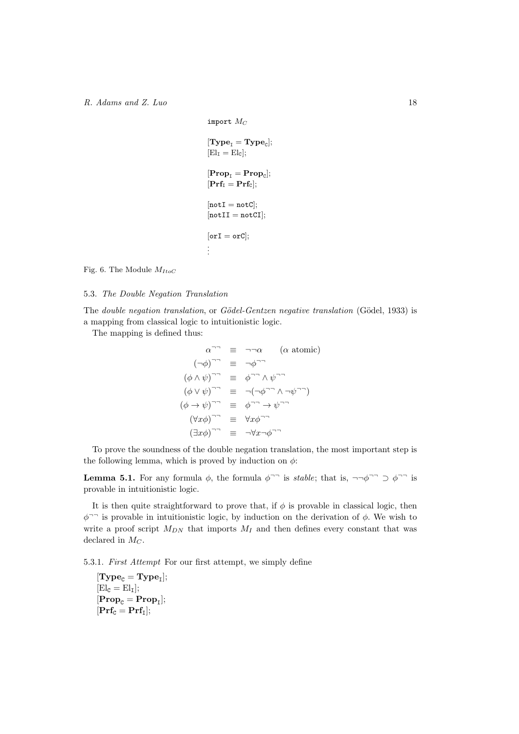```
import M_C

[Type_I = Type_C];
[El_I = El_C];

[Prop_I = Prop_C];
[Prf_I = Prf_C];

[notI = notC];
[notII = notCI];

[orI = orC];
⋮
```

Fig. 6. The Module $M_{ItoC}$

### 5.3. *The Double Negation Translation*

The *double negation translation*, or *Gödel-Gentzen negative translation* (Gödel, 1933) is a mapping from classical logic to intuitionistic logic.

The mapping is defined thus:

$$
\begin{array}{rcll}
\alpha^{\neg\neg} & \equiv & \neg\neg\alpha & (\alpha \text{ atomic}) \\
(\neg\phi)^{\neg\neg} & \equiv & \neg\phi^{\neg\neg} & \\
(\phi \wedge \psi)^{\neg\neg} & \equiv & \phi^{\neg\neg} \wedge \psi^{\neg\neg} & \\
(\phi \vee \psi)^{\neg\neg} & \equiv & \neg(\neg\phi^{\neg\neg} \wedge \neg\psi^{\neg\neg}) & \\
(\phi \to \psi)^{\neg\neg} & \equiv & \phi^{\neg\neg} \to \psi^{\neg\neg} & \\
(\forall x \phi)^{\neg\neg} & \equiv & \forall x \phi^{\neg\neg} & \\
(\exists x \phi)^{\neg\neg} & \equiv & \neg\forall x \neg\phi^{\neg\neg} &
\end{array}
$$

To prove the soundness of the double negation translation, the most important step is the following lemma, which is proved by induction on $\phi$:

**Lemma 5.1.** For any formula $\phi$, the formula $\phi^{\neg\neg}$ is *stable*; that is, $\neg\neg\phi^{\neg\neg} \supset \phi^{\neg\neg}$ is provable in intuitionistic logic.

It is then quite straightforward to prove that, if $\phi$ is provable in classical logic, then $\phi^{\neg\neg}$ is provable in intuitionistic logic, by induction on the derivation of $\phi$. We wish to write a proof script $M_{DN}$ that imports $M_I$ and then defines every constant that was declared in $M_C$.

#### 5.3.1. *First Attempt*

For our first attempt, we simply define

$[\mathbf{Type}_C = \mathbf{Type}_I]$;
$[\mathrm{El}_C = \mathrm{El}_I]$;
$[\mathbf{Prop}_C = \mathbf{Prop}_I]$;
$[\mathbf{Prf}_C = \mathbf{Prf}_I]$;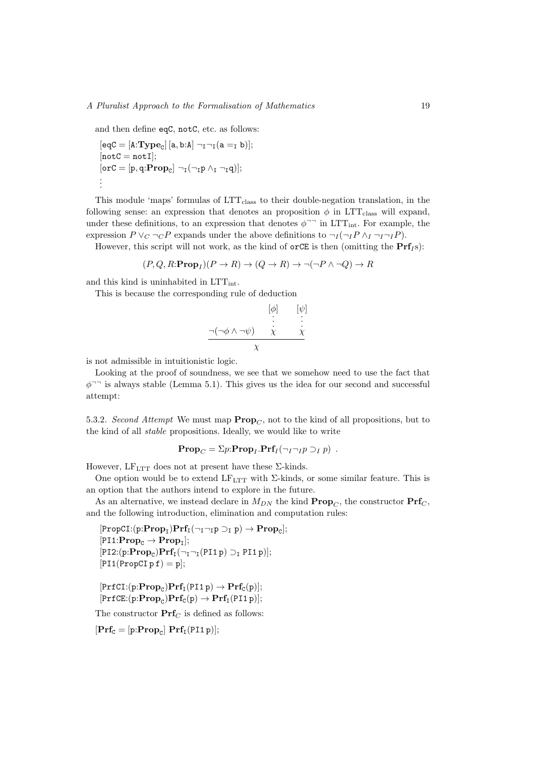and then define eqC, notC, etc. as follows:

$[\mathtt{eqC} = [\mathtt{A}{:}\mathbf{Type}_\mathtt{C}]\,[\mathtt{a},\mathtt{b}{:}\mathtt{A}]\ \neg_\mathtt{I}\neg_\mathtt{I}(\mathtt{a} =_\mathtt{I} \mathtt{b})];$
$[\mathtt{notC} = \mathtt{notI}];$
$[\mathtt{orC} = [\mathtt{p},\mathtt{q}{:}\mathbf{Prop}_\mathtt{C}]\ \neg_\mathtt{I}(\neg_\mathtt{I}\mathtt{p} \wedge_\mathtt{I} \neg_\mathtt{I}\mathtt{q})];$
$\vdots$

This module 'maps' formulas of $\mathrm{LTT_{class}}$ to their double-negation translation, in the following sense: an expression that denotes an proposition $\phi$ in $\mathrm{LTT_{class}}$ will expand, under these definitions, to an expression that denotes $\phi^{\neg\neg}$ in $\mathrm{LTT_{int}}$. For example, the expression $P \vee_C \neg_C P$ expands under the above definitions to $\neg_I(\neg_I P \wedge_I \neg_I \neg_I P)$.

However, this script will not work, as the kind of orCE is then (omitting the $\mathbf{Prf}_I$s):

$$(P, Q, R{:}\mathbf{Prop}_I)(P \to R) \to (Q \to R) \to \neg(\neg P \wedge \neg Q) \to R$$

and this kind is uninhabited in $\mathrm{LTT_{int}}$.

This is because the corresponding rule of deduction

$$\frac{\neg(\neg\phi \wedge \neg\psi) \qquad \begin{array}{c}[\phi] \\ \vdots \\ \chi\end{array} \qquad \begin{array}{c}[\psi] \\ \vdots \\ \chi\end{array}}{\chi}$$

is not admissible in intuitionistic logic.

Looking at the proof of soundness, we see that we somehow need to use the fact that $\phi^{\neg\neg}$ is always stable (Lemma 5.1). This gives us the idea for our second and successful attempt:

5.3.2. *Second Attempt* We must map $\mathbf{Prop}_C$, not to the kind of all propositions, but to the kind of all *stable* propositions. Ideally, we would like to write

$$\mathbf{Prop}_C = \Sigma p{:}\mathbf{Prop}_I.\mathbf{Prf}_I(\neg_I\neg_I p \supset_I p)\ .$$

However, $\mathrm{LF_{LTT}}$ does not at present have these $\Sigma$-kinds.

One option would be to extend $\mathrm{LF_{LTT}}$ with $\Sigma$-kinds, or some similar feature. This is an option that the authors intend to explore in the future.

As an alternative, we instead declare in $M_{DN}$ the kind $\mathbf{Prop}_C$, the constructor $\mathbf{Prf}_C$, and the following introduction, elimination and computation rules:

$[\mathtt{PropCI}{:}(\mathtt{p}{:}\mathbf{Prop}_\mathtt{I})\mathbf{Prf}_\mathtt{I}(\neg_\mathtt{I}\neg_\mathtt{I}\mathtt{p} \supset_\mathtt{I} \mathtt{p}) \to \mathbf{Prop}_\mathtt{C}];$
$[\mathtt{PI1}{:}\mathbf{Prop}_\mathtt{C} \to \mathbf{Prop}_\mathtt{I}];$
$[\mathtt{PI2}{:}(\mathtt{p}{:}\mathbf{Prop}_\mathtt{C})\mathbf{Prf}_\mathtt{I}(\neg_\mathtt{I}\neg_\mathtt{I}(\mathtt{PI1}\,\mathtt{p}) \supset_\mathtt{I} \mathtt{PI1}\,\mathtt{p})];$
$[\mathtt{PI1}(\mathtt{PropCI}\,\mathtt{p}\,\mathtt{f}) = \mathtt{p}];$

$[\mathtt{PrfCI}{:}(\mathtt{p}{:}\mathbf{Prop}_\mathtt{C})\mathbf{Prf}_\mathtt{I}(\mathtt{PI1}\,\mathtt{p}) \to \mathbf{Prf}_\mathtt{C}(\mathtt{p})];$
$[\mathtt{PrfCE}{:}(\mathtt{p}{:}\mathbf{Prop}_\mathtt{C})\mathbf{Prf}_\mathtt{C}(\mathtt{p}) \to \mathbf{Prf}_\mathtt{I}(\mathtt{PI1}\,\mathtt{p})];$

The constructor $\mathbf{Prf}_C$ is defined as follows:

$[\mathbf{Prf}_\mathtt{C} = [\mathtt{p}{:}\mathbf{Prop}_\mathtt{C}]\ \mathbf{Prf}_\mathtt{I}(\mathtt{PI1}\,\mathtt{p})];$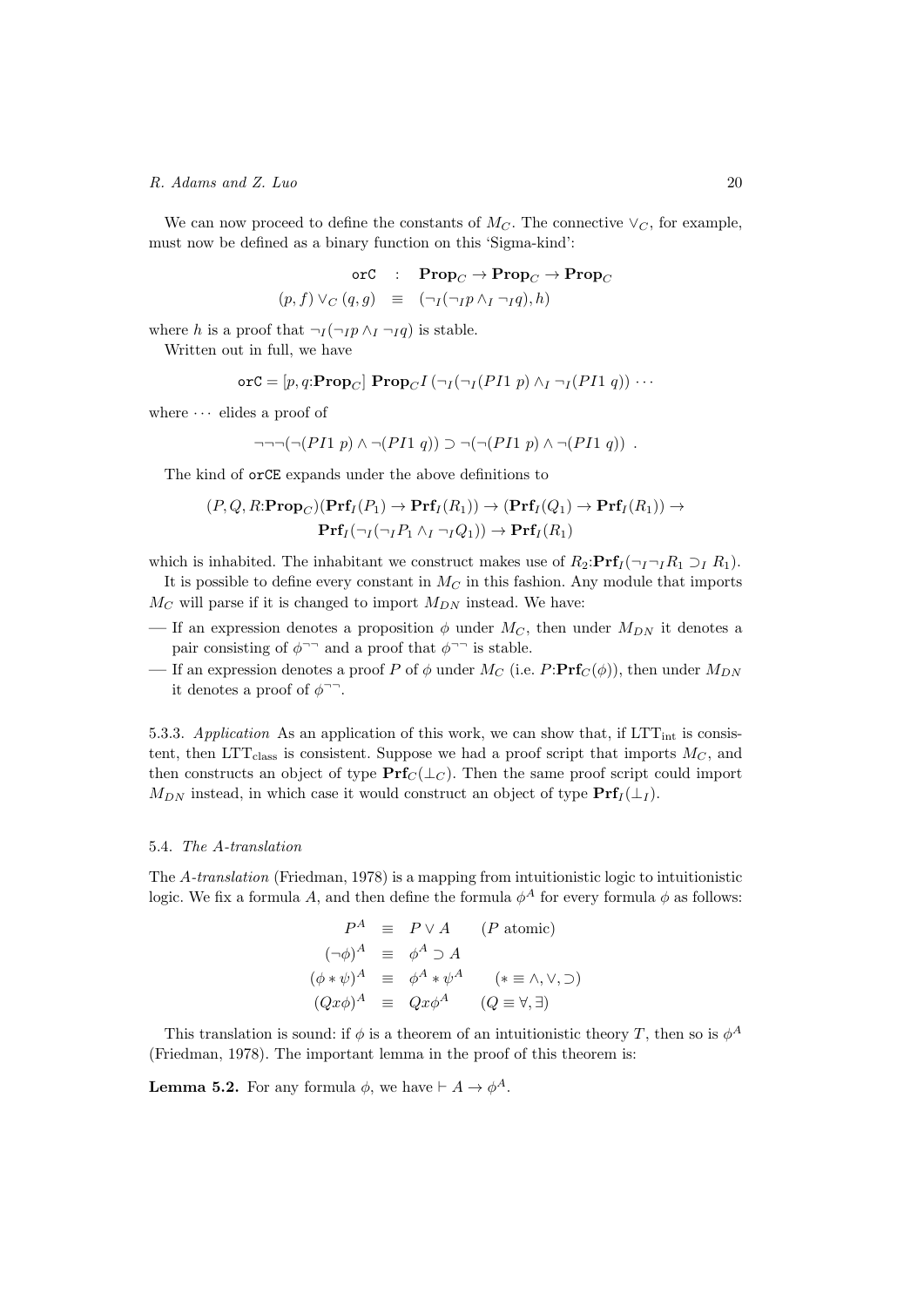We can now proceed to define the constants of $M_C$. The connective $\vee_C$, for example, must now be defined as a binary function on this 'Sigma-kind':

$$\begin{array}{rcl} \texttt{orC} & : & \mathbf{Prop}_C \to \mathbf{Prop}_C \to \mathbf{Prop}_C \\ (p, f) \vee_C (q, g) & \equiv & (\neg_I(\neg_I p \wedge_I \neg_I q), h) \end{array}$$

where $h$ is a proof that $\neg_I(\neg_I p \wedge_I \neg_I q)$ is stable.

Written out in full, we have

$$\texttt{orC} = [p, q{:}\mathbf{Prop}_C]\ \mathbf{Prop}_C I\ (\neg_I(\neg_I(PI1\ p) \wedge_I \neg_I(PI1\ q)) \cdots$$

where $\cdots$ elides a proof of

$$\neg\neg\neg(\neg(PI1\ p) \wedge \neg(PI1\ q)) \supset \neg(\neg(PI1\ p) \wedge \neg(PI1\ q))\ .$$

The kind of `orCE` expands under the above definitions to

$$\begin{array}{c} (P, Q, R{:}\mathbf{Prop}_C)(\mathbf{Prf}_I(P_1) \to \mathbf{Prf}_I(R_1)) \to (\mathbf{Prf}_I(Q_1) \to \mathbf{Prf}_I(R_1)) \to \\ \mathbf{Prf}_I(\neg_I(\neg_I P_1 \wedge_I \neg_I Q_1)) \to \mathbf{Prf}_I(R_1) \end{array}$$

which is inhabited. The inhabitant we construct makes use of $R_2{:}\mathbf{Prf}_I(\neg_I\neg_I R_1 \supset_I R_1)$.

It is possible to define every constant in $M_C$ in this fashion. Any module that imports $M_C$ will parse if it is changed to import $M_{DN}$ instead. We have:

— If an expression denotes a proposition $\phi$ under $M_C$, then under $M_{DN}$ it denotes a pair consisting of $\phi^{\neg\neg}$ and a proof that $\phi^{\neg\neg}$ is stable.

— If an expression denotes a proof $P$ of $\phi$ under $M_C$ (i.e. $P{:}\mathbf{Prf}_C(\phi)$), then under $M_{DN}$ it denotes a proof of $\phi^{\neg\neg}$.

5.3.3. *Application* As an application of this work, we can show that, if $\mathrm{LTT}_{\mathrm{int}}$ is consistent, then $\mathrm{LTT}_{\mathrm{class}}$ is consistent. Suppose we had a proof script that imports $M_C$, and then constructs an object of type $\mathbf{Prf}_C(\bot_C)$. Then the same proof script could import $M_{DN}$ instead, in which case it would construct an object of type $\mathbf{Prf}_I(\bot_I)$.

### 5.4. *The A-translation*

The *A-translation* (Friedman, 1978) is a mapping from intuitionistic logic to intuitionistic logic. We fix a formula $A$, and then define the formula $\phi^A$ for every formula $\phi$ as follows:

$$\begin{array}{rcll} P^A & \equiv & P \vee A & (P \text{ atomic}) \\ (\neg\phi)^A & \equiv & \phi^A \supset A & \\ (\phi * \psi)^A & \equiv & \phi^A * \psi^A & (* \equiv \wedge, \vee, \supset) \\ (Qx\phi)^A & \equiv & Qx\phi^A & (Q \equiv \forall, \exists) \end{array}$$

This translation is sound: if $\phi$ is a theorem of an intuitionistic theory $T$, then so is $\phi^A$ (Friedman, 1978). The important lemma in the proof of this theorem is:

**Lemma 5.2.** For any formula $\phi$, we have $\vdash A \to \phi^A$.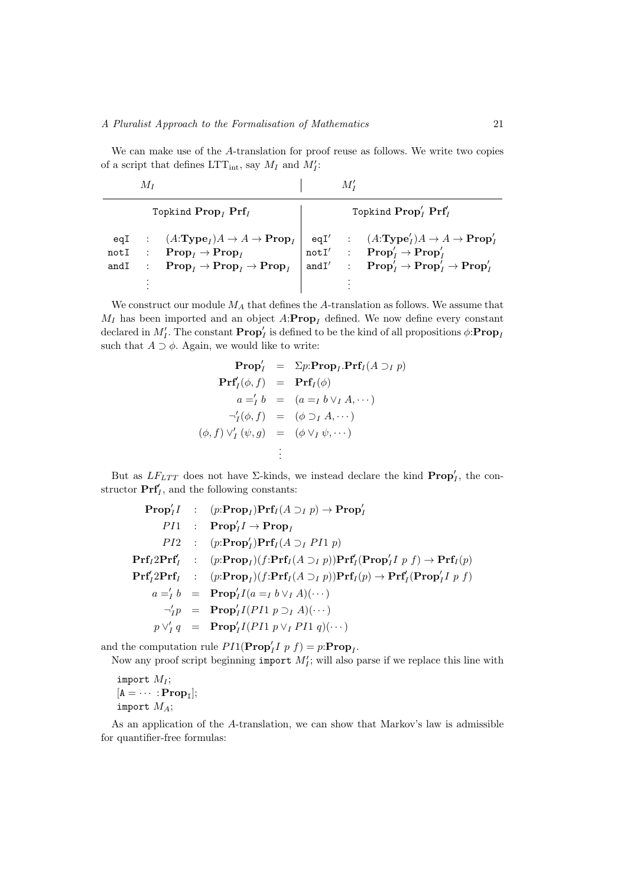We can make use of the $A$-translation for proof reuse as follows. We write two copies of a script that defines $\text{LTT}_{\text{int}}$, say $M_I$ and $M_I'$:

| $M_I$ | | | $M_I'$ | | |
|---|---|---|---|---|---|
| Topkind $\mathbf{Prop}_I$ $\mathbf{Prf}_I$ | | | Topkind $\mathbf{Prop}_I'$ $\mathbf{Prf}_I'$ | | |
| `eqI` | : | $(A{:}\mathbf{Type}_I)A \to A \to \mathbf{Prop}_I$ | `eqI'` | : | $(A{:}\mathbf{Type}_I')A \to A \to \mathbf{Prop}_I'$ |
| `notI` | : | $\mathbf{Prop}_I \to \mathbf{Prop}_I$ | `notI'` | : | $\mathbf{Prop}_I' \to \mathbf{Prop}_I'$ |
| `andI` | : | $\mathbf{Prop}_I \to \mathbf{Prop}_I \to \mathbf{Prop}_I$ | `andI'` | : | $\mathbf{Prop}_I' \to \mathbf{Prop}_I' \to \mathbf{Prop}_I'$ |
| | $\vdots$ | | | $\vdots$ | |

We construct our module $M_A$ that defines the $A$-translation as follows. We assume that $M_I$ has been imported and an object $A{:}\mathbf{Prop}_I$ defined. We now define every constant declared in $M_I'$. The constant $\mathbf{Prop}_I'$ is defined to be the kind of all propositions $\phi{:}\mathbf{Prop}_I$ such that $A \supset \phi$. Again, we would like to write:

$$
\begin{aligned}
\mathbf{Prop}_I' &= \Sigma p{:}\mathbf{Prop}_I.\mathbf{Prf}_I(A \supset_I p) \\
\mathbf{Prf}_I'(\phi, f) &= \mathbf{Prf}_I(\phi) \\
a =_I' b &= (a =_I b \vee_I A, \cdots) \\
\neg_I'(\phi, f) &= (\phi \supset_I A, \cdots) \\
(\phi, f) \vee_I' (\psi, g) &= (\phi \vee_I \psi, \cdots) \\
&\vdots
\end{aligned}
$$

But as $LF_{LTT}$ does not have $\Sigma$-kinds, we instead declare the kind $\mathbf{Prop}_I'$, the constructor $\mathbf{Prf}_I'$, and the following constants:

$$
\begin{aligned}
\mathbf{Prop}_I' I &: (p{:}\mathbf{Prop}_I)\mathbf{Prf}_I(A \supset_I p) \to \mathbf{Prop}_I' \\
PI1 &: \mathbf{Prop}_I' I \to \mathbf{Prop}_I \\
PI2 &: (p{:}\mathbf{Prop}_I')\mathbf{Prf}_I(A \supset_I PI1\ p) \\
\mathbf{Prf}_I 2 \mathbf{Prf}_I' &: (p{:}\mathbf{Prop}_I)(f{:}\mathbf{Prf}_I(A \supset_I p))\mathbf{Prf}_I'(\mathbf{Prop}_I' I\ p\ f) \to \mathbf{Prf}_I(p) \\
\mathbf{Prf}_I' 2 \mathbf{Prf}_I &: (p{:}\mathbf{Prop}_I)(f{:}\mathbf{Prf}_I(A \supset_I p))\mathbf{Prf}_I(p) \to \mathbf{Prf}_I'(\mathbf{Prop}_I' I\ p\ f) \\
a =_I' b &= \mathbf{Prop}_I' I(a =_I b \vee_I A)(\cdots) \\
\neg_I' p &= \mathbf{Prop}_I' I(PI1\ p \supset_I A)(\cdots) \\
p \vee_I' q &= \mathbf{Prop}_I' I(PI1\ p \vee_I PI1\ q)(\cdots)
\end{aligned}
$$

and the computation rule $PI1(\mathbf{Prop}_I' I\ p\ f) = p{:}\mathbf{Prop}_I$.

Now any proof script beginning import $M_I'$; will also parse if we replace this line with

```
import M_I;
[A = ··· : Prop_I];
import M_A;
```

As an application of the $A$-translation, we can show that Markov's law is admissible for quantifier-free formulas: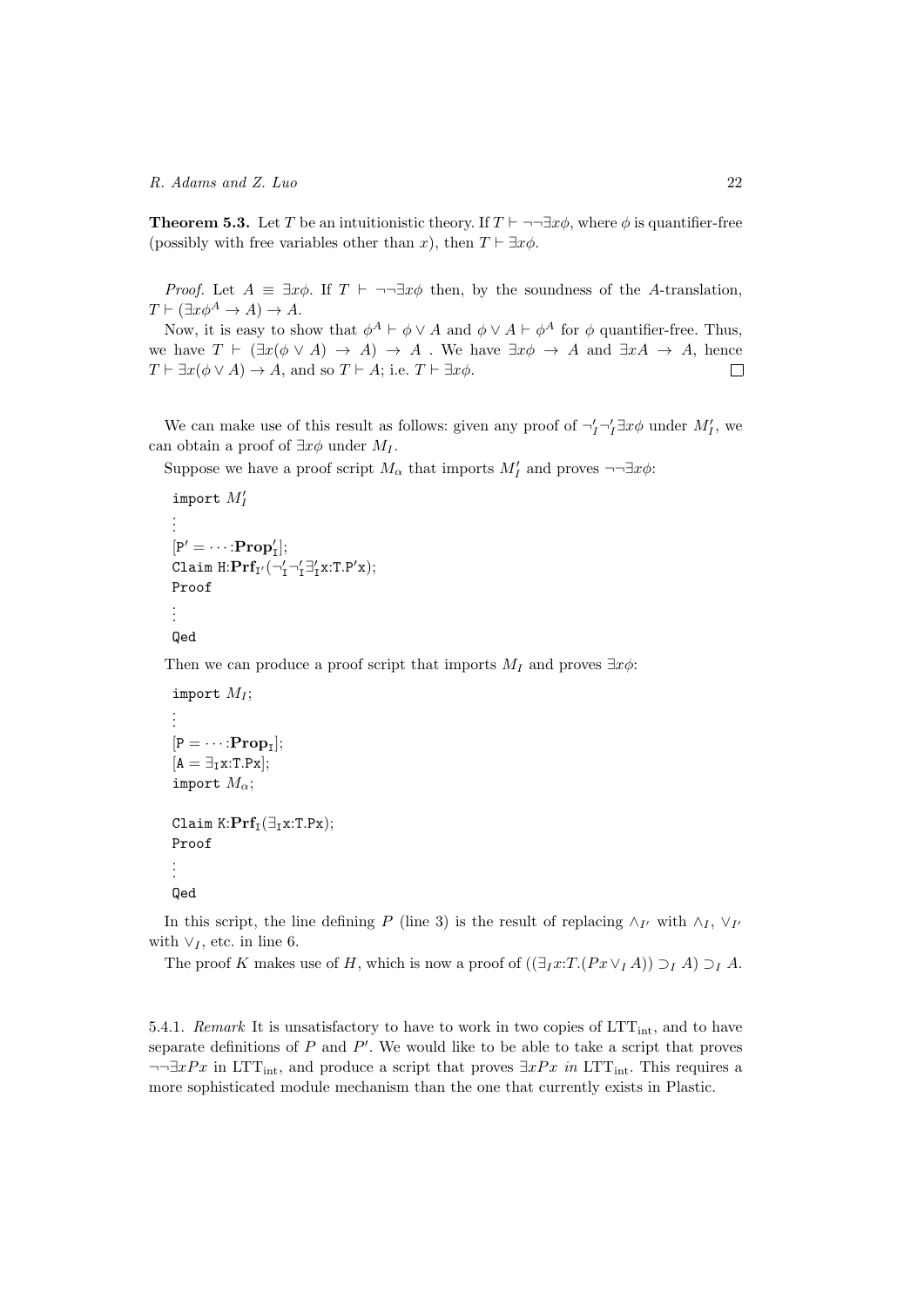**Theorem 5.3.** Let $T$ be an intuitionistic theory. If $T \vdash \neg\neg\exists x\phi$, where $\phi$ is quantifier-free (possibly with free variables other than $x$), then $T \vdash \exists x\phi$.

*Proof.* Let $A \equiv \exists x\phi$. If $T \vdash \neg\neg\exists x\phi$ then, by the soundness of the $A$-translation, $T \vdash (\exists x\phi^A \to A) \to A$.

Now, it is easy to show that $\phi^A \vdash \phi \vee A$ and $\phi \vee A \vdash \phi^A$ for $\phi$ quantifier-free. Thus, we have $T \vdash (\exists x(\phi \vee A) \to A) \to A$ . We have $\exists x\phi \to A$ and $\exists xA \to A$, hence $T \vdash \exists x(\phi \vee A) \to A$, and so $T \vdash A$; i.e. $T \vdash \exists x\phi$. $\square$

We can make use of this result as follows: given any proof of $\neg'_I\neg'_I\exists x\phi$ under $M'_I$, we can obtain a proof of $\exists x\phi$ under $M_I$.

Suppose we have a proof script $M_\alpha$ that imports $M'_I$ and proves $\neg\neg\exists x\phi$:

```
import M'_I
⋮
[P' = ···:Prop'_I];
Claim H:Prf_I'(¬'_I ¬'_I ∃'_I x:T.P'x);
Proof
⋮
Qed
```

Then we can produce a proof script that imports $M_I$ and proves $\exists x\phi$:

```
import M_I;
⋮
[P = ···:Prop_I];
[A = ∃_I x:T.Px];
import M_α;

Claim K:Prf_I(∃_I x:T.Px);
Proof
⋮
Qed
```

In this script, the line defining $P$ (line 3) is the result of replacing $\wedge_{I'}$ with $\wedge_I$, $\vee_{I'}$ with $\vee_I$, etc. in line 6.

The proof $K$ makes use of $H$, which is now a proof of $((\exists_I x{:}T.(Px \vee_I A)) \supset_I A) \supset_I A$.

5.4.1. *Remark* It is unsatisfactory to have to work in two copies of $\mathrm{LTT_{int}}$, and to have separate definitions of $P$ and $P'$. We would like to be able to take a script that proves $\neg\neg\exists xPx$ in $\mathrm{LTT_{int}}$, and produce a script that proves $\exists xPx$ *in* $\mathrm{LTT_{int}}$. This requires a more sophisticated module mechanism than the one that currently exists in Plastic.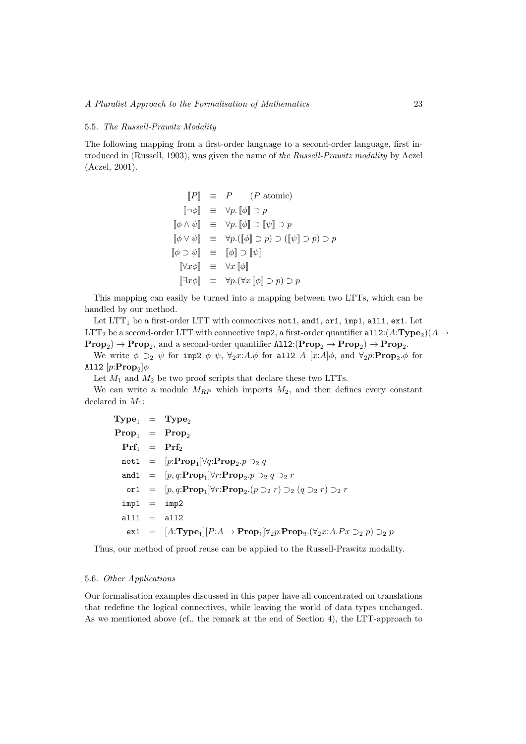### 5.5. *The Russell-Prawitz Modality*

The following mapping from a first-order language to a second-order language, first introduced in (Russell, 1903), was given the name of *the Russell-Prawitz modality* by Aczel (Aczel, 2001).

$$
\begin{array}{rcl}
[\![P]\!] & \equiv & P \qquad (P \text{ atomic}) \\
[\![\neg\phi]\!] & \equiv & \forall p. [\![\phi]\!] \supset p \\
[\![\phi \wedge \psi]\!] & \equiv & \forall p. [\![\phi]\!] \supset [\![\psi]\!] \supset p \\
[\![\phi \vee \psi]\!] & \equiv & \forall p. ([\![\phi]\!] \supset p) \supset ([\![\psi]\!] \supset p) \supset p \\
[\![\phi \supset \psi]\!] & \equiv & [\![\phi]\!] \supset [\![\psi]\!] \\
[\![\forall x \phi]\!] & \equiv & \forall x [\![\phi]\!] \\
[\![\exists x \phi]\!] & \equiv & \forall p. (\forall x [\![\phi]\!] \supset p) \supset p
\end{array}
$$

This mapping can easily be turned into a mapping between two LTTs, which can be handled by our method.

Let $\mathrm{LTT}_1$ be a first-order LTT with connectives `not1`, `and1`, `or1`, `imp1`, `all1`, `ex1`. Let $\mathrm{LTT}_2$ be a second-order LTT with connective `imp2`, a first-order quantifier `all2`:$(A{:}\mathbf{Type}_2)(A \to \mathbf{Prop}_2) \to \mathbf{Prop}_2$, and a second-order quantifier `All2`:$(\mathbf{Prop}_2 \to \mathbf{Prop}_2) \to \mathbf{Prop}_2$.

We write $\phi \supset_2 \psi$ for `imp2` $\phi$ $\psi$, $\forall_2 x{:}A.\phi$ for `all2` $A$ $[x{:}A]\phi$, and $\forall_2 p{:}\mathbf{Prop}_2.\phi$ for `All2` $[p{:}\mathbf{Prop}_2]\phi$.

Let $M_1$ and $M_2$ be two proof scripts that declare these two LTTs.

We can write a module $M_{RP}$ which imports $M_2$, and then defines every constant declared in $M_1$:

$$
\begin{array}{rcl}
\mathbf{Type}_1 & = & \mathbf{Type}_2 \\
\mathbf{Prop}_1 & = & \mathbf{Prop}_2 \\
\mathbf{Prf}_1 & = & \mathbf{Prf}_2 \\
\texttt{not1} & = & [p{:}\mathbf{Prop}_1]\forall q{:}\mathbf{Prop}_2.p \supset_2 q \\
\texttt{and1} & = & [p, q{:}\mathbf{Prop}_1]\forall r{:}\mathbf{Prop}_2.p \supset_2 q \supset_2 r \\
\texttt{or1} & = & [p, q{:}\mathbf{Prop}_1]\forall r{:}\mathbf{Prop}_2.(p \supset_2 r) \supset_2 (q \supset_2 r) \supset_2 r \\
\texttt{imp1} & = & \texttt{imp2} \\
\texttt{all1} & = & \texttt{all2} \\
\texttt{ex1} & = & [A{:}\mathbf{Type}_1][P{:}A \to \mathbf{Prop}_1]\forall_2 p{:}\mathbf{Prop}_2.(\forall_2 x{:}A.Px \supset_2 p) \supset_2 p
\end{array}
$$

Thus, our method of proof reuse can be applied to the Russell-Prawitz modality.

### 5.6. *Other Applications*

Our formalisation examples discussed in this paper have all concentrated on translations that redefine the logical connectives, while leaving the world of data types unchanged. As we mentioned above (cf., the remark at the end of Section 4), the LTT-approach to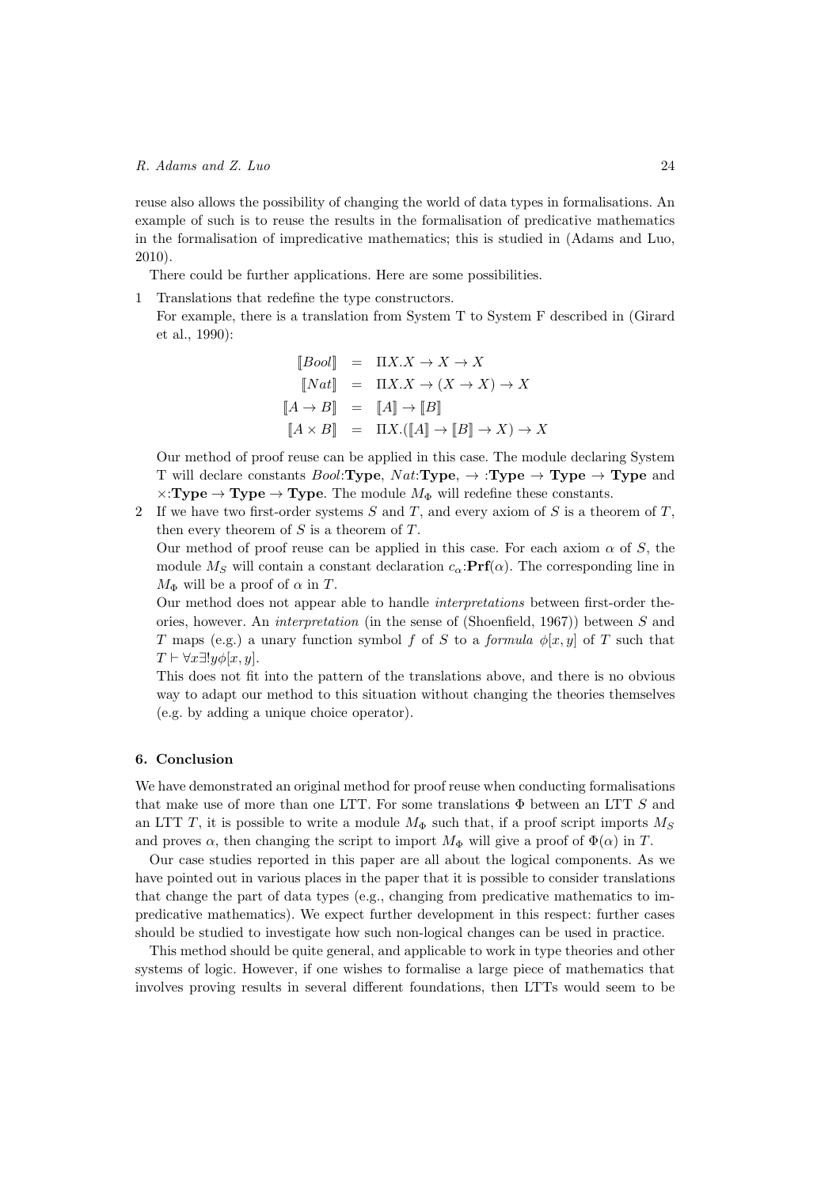reuse also allows the possibility of changing the world of data types in formalisations. An example of such is to reuse the results in the formalisation of predicative mathematics in the formalisation of impredicative mathematics; this is studied in (Adams and Luo, 2010).

There could be further applications. Here are some possibilities.

1 Translations that redefine the type constructors.
For example, there is a translation from System T to System F described in (Girard et al., 1990):

$$\begin{aligned}
[\![Bool]\!] &= \Pi X.X \to X \to X \\
[\![Nat]\!] &= \Pi X.X \to (X \to X) \to X \\
[\![A \to B]\!] &= [\![A]\!] \to [\![B]\!] \\
[\![A \times B]\!] &= \Pi X.([\![A]\!] \to [\![B]\!] \to X) \to X
\end{aligned}$$

Our method of proof reuse can be applied in this case. The module declaring System T will declare constants $Bool$:**Type**, $Nat$:**Type**, $\to$ :**Type** $\to$ **Type** $\to$ **Type** and $\times$:**Type** $\to$ **Type** $\to$ **Type**. The module $M_\Phi$ will redefine these constants.

2 If we have two first-order systems $S$ and $T$, and every axiom of $S$ is a theorem of $T$, then every theorem of $S$ is a theorem of $T$.
Our method of proof reuse can be applied in this case. For each axiom $\alpha$ of $S$, the module $M_S$ will contain a constant declaration $c_\alpha$:$\mathbf{Prf}(\alpha)$. The corresponding line in $M_\Phi$ will be a proof of $\alpha$ in $T$.
Our method does not appear able to handle *interpretations* between first-order theories, however. An *interpretation* (in the sense of (Shoenfield, 1967)) between $S$ and $T$ maps (e.g.) a unary function symbol $f$ of $S$ to a *formula* $\phi[x, y]$ of $T$ such that $T \vdash \forall x \exists! y \phi[x, y]$.
This does not fit into the pattern of the translations above, and there is no obvious way to adapt our method to this situation without changing the theories themselves (e.g. by adding a unique choice operator).

## 6. Conclusion

We have demonstrated an original method for proof reuse when conducting formalisations that make use of more than one LTT. For some translations $\Phi$ between an LTT $S$ and an LTT $T$, it is possible to write a module $M_\Phi$ such that, if a proof script imports $M_S$ and proves $\alpha$, then changing the script to import $M_\Phi$ will give a proof of $\Phi(\alpha)$ in $T$.

Our case studies reported in this paper are all about the logical components. As we have pointed out in various places in the paper that it is possible to consider translations that change the part of data types (e.g., changing from predicative mathematics to impredicative mathematics). We expect further development in this respect: further cases should be studied to investigate how such non-logical changes can be used in practice.

This method should be quite general, and applicable to work in type theories and other systems of logic. However, if one wishes to formalise a large piece of mathematics that involves proving results in several different foundations, then LTTs would seem to be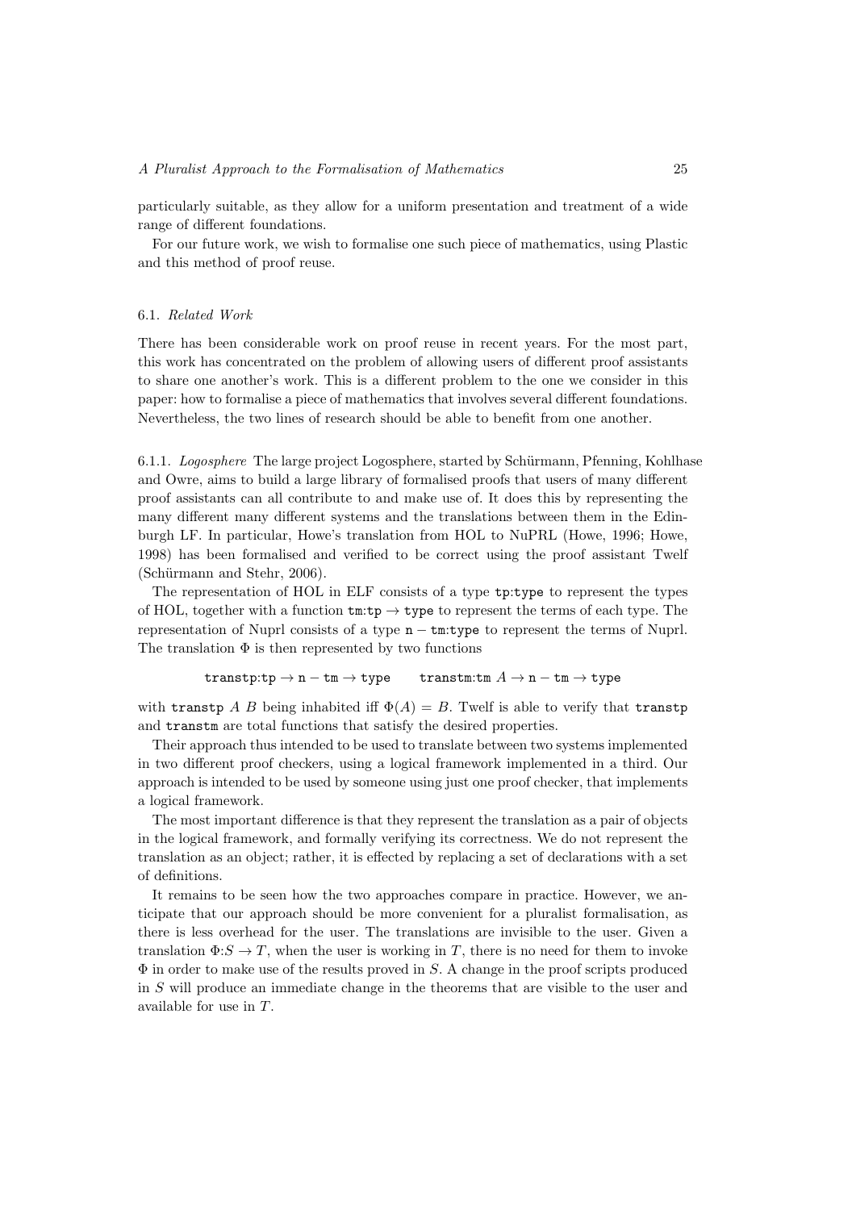particularly suitable, as they allow for a uniform presentation and treatment of a wide range of different foundations.

For our future work, we wish to formalise one such piece of mathematics, using Plastic and this method of proof reuse.

### 6.1. *Related Work*

There has been considerable work on proof reuse in recent years. For the most part, this work has concentrated on the problem of allowing users of different proof assistants to share one another's work. This is a different problem to the one we consider in this paper: how to formalise a piece of mathematics that involves several different foundations. Nevertheless, the two lines of research should be able to benefit from one another.

#### 6.1.1. *Logosphere*

The large project Logosphere, started by Schürmann, Pfenning, Kohlhase and Owre, aims to build a large library of formalised proofs that users of many different proof assistants can all contribute to and make use of. It does this by representing the many different many different systems and the translations between them in the Edinburgh LF. In particular, Howe's translation from HOL to NuPRL (Howe, 1996; Howe, 1998) has been formalised and verified to be correct using the proof assistant Twelf (Schürmann and Stehr, 2006).

The representation of HOL in ELF consists of a type `tp:type` to represent the types of HOL, together with a function `tm:tp` $\rightarrow$ `type` to represent the terms of each type. The representation of Nuprl consists of a type `n` $-$ `tm:type` to represent the terms of Nuprl. The translation $\Phi$ is then represented by two functions

$$\mathtt{transtp{:}tp} \rightarrow \mathtt{n} - \mathtt{tm} \rightarrow \mathtt{type} \qquad \mathtt{transtm{:}tm}\ A \rightarrow \mathtt{n} - \mathtt{tm} \rightarrow \mathtt{type}$$

with `transtp` $A$ $B$ being inhabited iff $\Phi(A) = B$. Twelf is able to verify that `transtp` and `transtm` are total functions that satisfy the desired properties.

Their approach thus intended to be used to translate between two systems implemented in two different proof checkers, using a logical framework implemented in a third. Our approach is intended to be used by someone using just one proof checker, that implements a logical framework.

The most important difference is that they represent the translation as a pair of objects in the logical framework, and formally verifying its correctness. We do not represent the translation as an object; rather, it is effected by replacing a set of declarations with a set of definitions.

It remains to be seen how the two approaches compare in practice. However, we anticipate that our approach should be more convenient for a pluralist formalisation, as there is less overhead for the user. The translations are invisible to the user. Given a translation $\Phi{:}S \rightarrow T$, when the user is working in $T$, there is no need for them to invoke $\Phi$ in order to make use of the results proved in $S$. A change in the proof scripts produced in $S$ will produce an immediate change in the theorems that are visible to the user and available for use in $T$.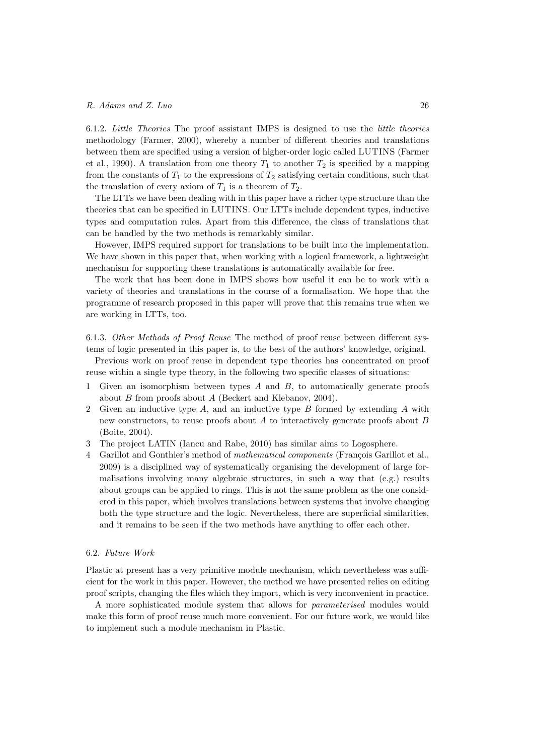6.1.2. *Little Theories* The proof assistant IMPS is designed to use the *little theories* methodology (Farmer, 2000), whereby a number of different theories and translations between them are specified using a version of higher-order logic called LUTINS (Farmer et al., 1990). A translation from one theory $T_1$ to another $T_2$ is specified by a mapping from the constants of $T_1$ to the expressions of $T_2$ satisfying certain conditions, such that the translation of every axiom of $T_1$ is a theorem of $T_2$.

The LTTs we have been dealing with in this paper have a richer type structure than the theories that can be specified in LUTINS. Our LTTs include dependent types, inductive types and computation rules. Apart from this difference, the class of translations that can be handled by the two methods is remarkably similar.

However, IMPS required support for translations to be built into the implementation. We have shown in this paper that, when working with a logical framework, a lightweight mechanism for supporting these translations is automatically available for free.

The work that has been done in IMPS shows how useful it can be to work with a variety of theories and translations in the course of a formalisation. We hope that the programme of research proposed in this paper will prove that this remains true when we are working in LTTs, too.

6.1.3. *Other Methods of Proof Reuse* The method of proof reuse between different systems of logic presented in this paper is, to the best of the authors' knowledge, original.

Previous work on proof reuse in dependent type theories has concentrated on proof reuse within a single type theory, in the following two specific classes of situations:

1. Given an isomorphism between types $A$ and $B$, to automatically generate proofs about $B$ from proofs about $A$ (Beckert and Klebanov, 2004).
2. Given an inductive type $A$, and an inductive type $B$ formed by extending $A$ with new constructors, to reuse proofs about $A$ to interactively generate proofs about $B$ (Boite, 2004).
3. The project LATIN (Iancu and Rabe, 2010) has similar aims to Logosphere.
4. Garillot and Gonthier's method of *mathematical components* (François Garillot et al., 2009) is a disciplined way of systematically organising the development of large formalisations involving many algebraic structures, in such a way that (e.g.) results about groups can be applied to rings. This is not the same problem as the one considered in this paper, which involves translations between systems that involve changing both the type structure and the logic. Nevertheless, there are superficial similarities, and it remains to be seen if the two methods have anything to offer each other.

### 6.2. *Future Work*

Plastic at present has a very primitive module mechanism, which nevertheless was sufficient for the work in this paper. However, the method we have presented relies on editing proof scripts, changing the files which they import, which is very inconvenient in practice.

A more sophisticated module system that allows for *parameterised* modules would make this form of proof reuse much more convenient. For our future work, we would like to implement such a module mechanism in Plastic.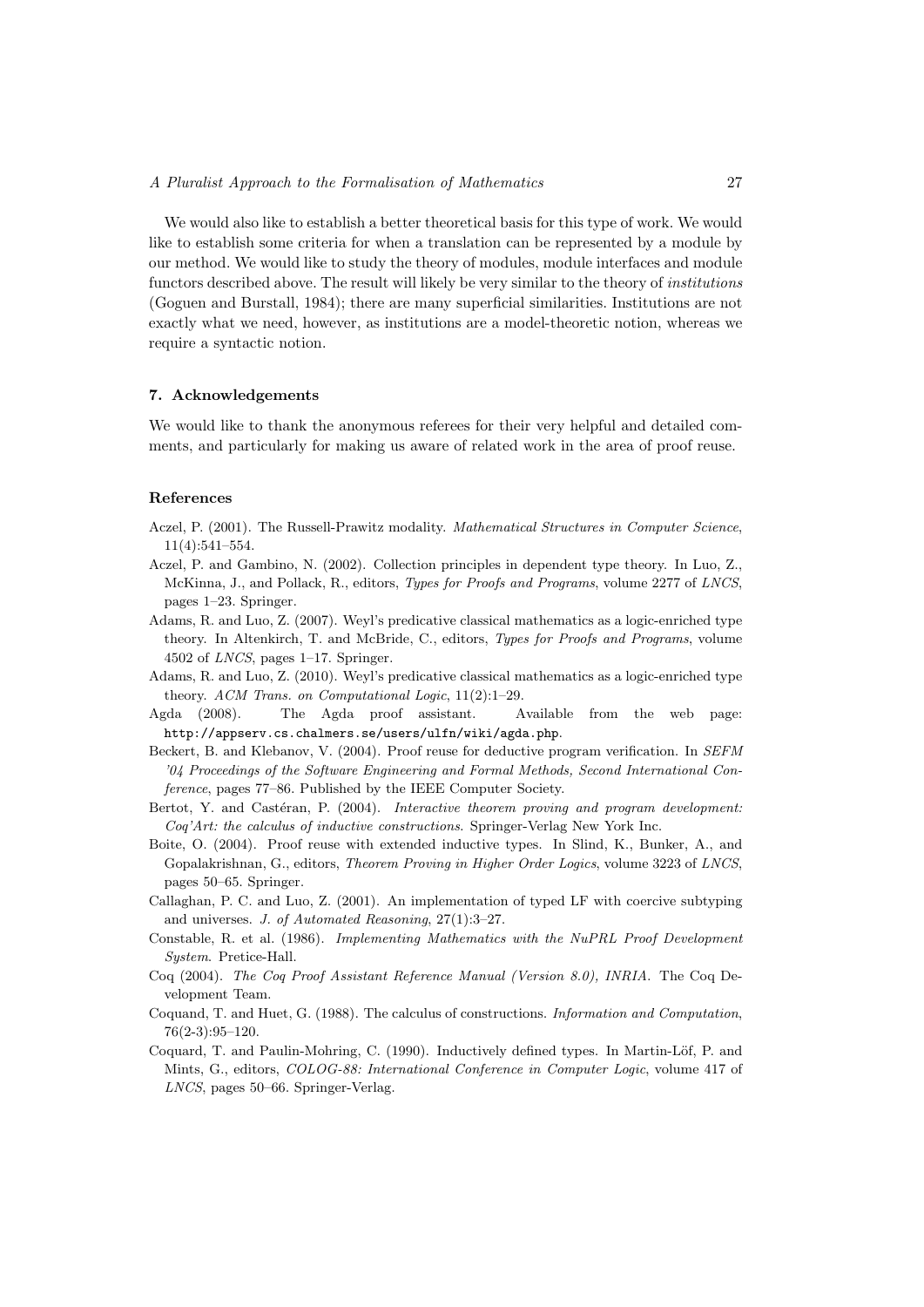We would also like to establish a better theoretical basis for this type of work. We would like to establish some criteria for when a translation can be represented by a module by our method. We would like to study the theory of modules, module interfaces and module functors described above. The result will likely be very similar to the theory of *institutions* (Goguen and Burstall, 1984); there are many superficial similarities. Institutions are not exactly what we need, however, as institutions are a model-theoretic notion, whereas we require a syntactic notion.

## 7. Acknowledgements

We would like to thank the anonymous referees for their very helpful and detailed comments, and particularly for making us aware of related work in the area of proof reuse.

## References

Aczel, P. (2001). The Russell-Prawitz modality. *Mathematical Structures in Computer Science*, 11(4):541–554.

Aczel, P. and Gambino, N. (2002). Collection principles in dependent type theory. In Luo, Z., McKinna, J., and Pollack, R., editors, *Types for Proofs and Programs*, volume 2277 of *LNCS*, pages 1–23. Springer.

Adams, R. and Luo, Z. (2007). Weyl's predicative classical mathematics as a logic-enriched type theory. In Altenkirch, T. and McBride, C., editors, *Types for Proofs and Programs*, volume 4502 of *LNCS*, pages 1–17. Springer.

Adams, R. and Luo, Z. (2010). Weyl's predicative classical mathematics as a logic-enriched type theory. *ACM Trans. on Computational Logic*, 11(2):1–29.

Agda (2008). The Agda proof assistant. Available from the web page: `http://appserv.cs.chalmers.se/users/ulfn/wiki/agda.php`.

Beckert, B. and Klebanov, V. (2004). Proof reuse for deductive program verification. In *SEFM '04 Proceedings of the Software Engineering and Formal Methods, Second International Conference*, pages 77–86. Published by the IEEE Computer Society.

Bertot, Y. and Castéran, P. (2004). *Interactive theorem proving and program development: Coq'Art: the calculus of inductive constructions*. Springer-Verlag New York Inc.

Boite, O. (2004). Proof reuse with extended inductive types. In Slind, K., Bunker, A., and Gopalakrishnan, G., editors, *Theorem Proving in Higher Order Logics*, volume 3223 of *LNCS*, pages 50–65. Springer.

Callaghan, P. C. and Luo, Z. (2001). An implementation of typed LF with coercive subtyping and universes. *J. of Automated Reasoning*, 27(1):3–27.

Constable, R. et al. (1986). *Implementing Mathematics with the NuPRL Proof Development System*. Pretice-Hall.

Coq (2004). *The Coq Proof Assistant Reference Manual (Version 8.0), INRIA*. The Coq Development Team.

Coquand, T. and Huet, G. (1988). The calculus of constructions. *Information and Computation*, 76(2-3):95–120.

Coquard, T. and Paulin-Mohring, C. (1990). Inductively defined types. In Martin-Löf, P. and Mints, G., editors, *COLOG-88: International Conference in Computer Logic*, volume 417 of *LNCS*, pages 50–66. Springer-Verlag.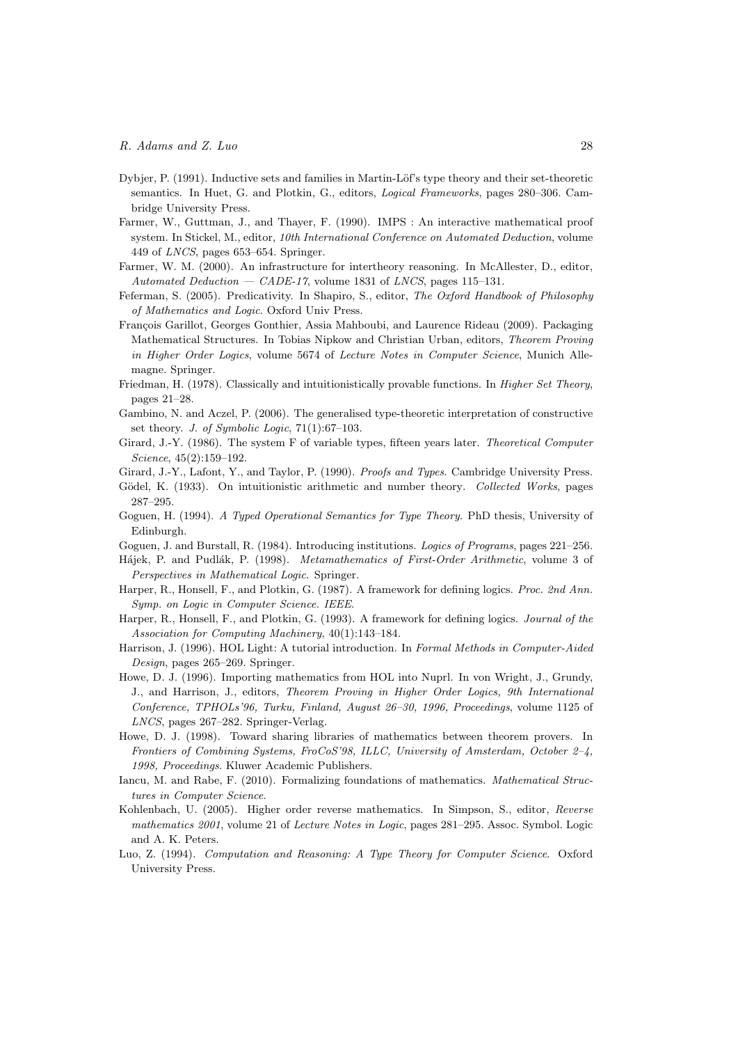Dybjer, P. (1991). Inductive sets and families in Martin-Löf's type theory and their set-theoretic semantics. In Huet, G. and Plotkin, G., editors, *Logical Frameworks*, pages 280–306. Cambridge University Press.

Farmer, W., Guttman, J., and Thayer, F. (1990). IMPS : An interactive mathematical proof system. In Stickel, M., editor, *10th International Conference on Automated Deduction*, volume 449 of *LNCS*, pages 653–654. Springer.

Farmer, W. M. (2000). An infrastructure for intertheory reasoning. In McAllester, D., editor, *Automated Deduction — CADE-17*, volume 1831 of *LNCS*, pages 115–131.

Feferman, S. (2005). Predicativity. In Shapiro, S., editor, *The Oxford Handbook of Philosophy of Mathematics and Logic*. Oxford Univ Press.

François Garillot, Georges Gonthier, Assia Mahboubi, and Laurence Rideau (2009). Packaging Mathematical Structures. In Tobias Nipkow and Christian Urban, editors, *Theorem Proving in Higher Order Logics*, volume 5674 of *Lecture Notes in Computer Science*, Munich Allemagne. Springer.

Friedman, H. (1978). Classically and intuitionistically provable functions. In *Higher Set Theory*, pages 21–28.

Gambino, N. and Aczel, P. (2006). The generalised type-theoretic interpretation of constructive set theory. *J. of Symbolic Logic*, 71(1):67–103.

Girard, J.-Y. (1986). The system F of variable types, fifteen years later. *Theoretical Computer Science*, 45(2):159–192.

Girard, J.-Y., Lafont, Y., and Taylor, P. (1990). *Proofs and Types*. Cambridge University Press.

Gödel, K. (1933). On intuitionistic arithmetic and number theory. *Collected Works*, pages 287–295.

Goguen, H. (1994). *A Typed Operational Semantics for Type Theory*. PhD thesis, University of Edinburgh.

Goguen, J. and Burstall, R. (1984). Introducing institutions. *Logics of Programs*, pages 221–256.

Hájek, P. and Pudlák, P. (1998). *Metamathematics of First-Order Arithmetic*, volume 3 of *Perspectives in Mathematical Logic*. Springer.

Harper, R., Honsell, F., and Plotkin, G. (1987). A framework for defining logics. *Proc. 2nd Ann. Symp. on Logic in Computer Science. IEEE*.

Harper, R., Honsell, F., and Plotkin, G. (1993). A framework for defining logics. *Journal of the Association for Computing Machinery*, 40(1):143–184.

Harrison, J. (1996). HOL Light: A tutorial introduction. In *Formal Methods in Computer-Aided Design*, pages 265–269. Springer.

Howe, D. J. (1996). Importing mathematics from HOL into Nuprl. In von Wright, J., Grundy, J., and Harrison, J., editors, *Theorem Proving in Higher Order Logics, 9th International Conference, TPHOLs'96, Turku, Finland, August 26–30, 1996, Proceedings*, volume 1125 of *LNCS*, pages 267–282. Springer-Verlag.

Howe, D. J. (1998). Toward sharing libraries of mathematics between theorem provers. In *Frontiers of Combining Systems, FroCoS'98, ILLC, University of Amsterdam, October 2–4, 1998, Proceedings*. Kluwer Academic Publishers.

Iancu, M. and Rabe, F. (2010). Formalizing foundations of mathematics. *Mathematical Structures in Computer Science*.

Kohlenbach, U. (2005). Higher order reverse mathematics. In Simpson, S., editor, *Reverse mathematics 2001*, volume 21 of *Lecture Notes in Logic*, pages 281–295. Assoc. Symbol. Logic and A. K. Peters.

Luo, Z. (1994). *Computation and Reasoning: A Type Theory for Computer Science*. Oxford University Press.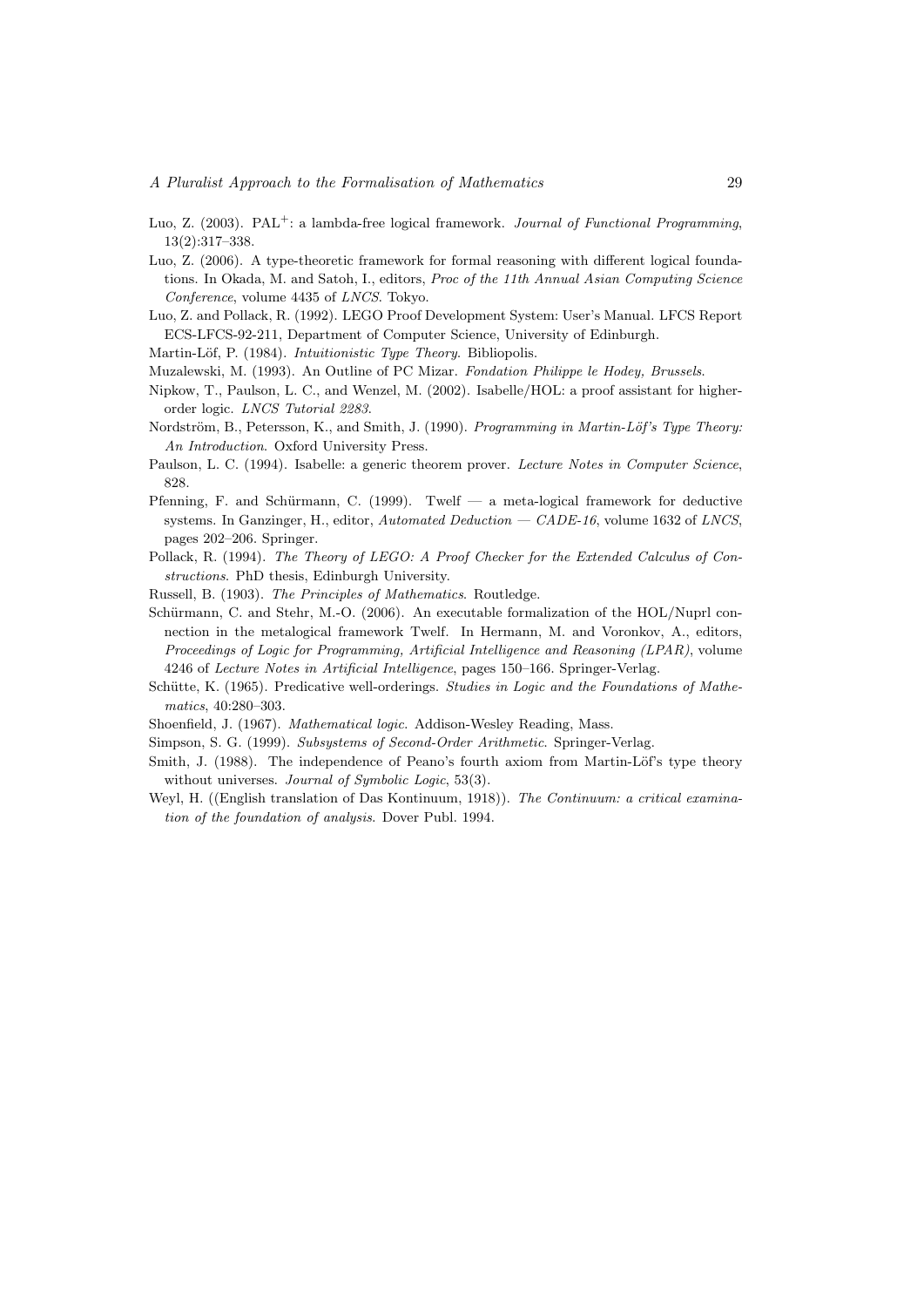Luo, Z. (2003). PAL$^{+}$: a lambda-free logical framework. *Journal of Functional Programming*, 13(2):317–338.

Luo, Z. (2006). A type-theoretic framework for formal reasoning with different logical foundations. In Okada, M. and Satoh, I., editors, *Proc of the 11th Annual Asian Computing Science Conference*, volume 4435 of *LNCS*. Tokyo.

Luo, Z. and Pollack, R. (1992). LEGO Proof Development System: User's Manual. LFCS Report ECS-LFCS-92-211, Department of Computer Science, University of Edinburgh.

Martin-Löf, P. (1984). *Intuitionistic Type Theory*. Bibliopolis.

Muzalewski, M. (1993). An Outline of PC Mizar. *Fondation Philippe le Hodey, Brussels*.

Nipkow, T., Paulson, L. C., and Wenzel, M. (2002). Isabelle/HOL: a proof assistant for higher-order logic. *LNCS Tutorial 2283*.

Nordström, B., Petersson, K., and Smith, J. (1990). *Programming in Martin-Löf's Type Theory: An Introduction*. Oxford University Press.

Paulson, L. C. (1994). Isabelle: a generic theorem prover. *Lecture Notes in Computer Science*, 828.

Pfenning, F. and Schürmann, C. (1999). Twelf — a meta-logical framework for deductive systems. In Ganzinger, H., editor, *Automated Deduction — CADE-16*, volume 1632 of *LNCS*, pages 202–206. Springer.

Pollack, R. (1994). *The Theory of LEGO: A Proof Checker for the Extended Calculus of Constructions*. PhD thesis, Edinburgh University.

Russell, B. (1903). *The Principles of Mathematics*. Routledge.

Schürmann, C. and Stehr, M.-O. (2006). An executable formalization of the HOL/Nuprl connection in the metalogical framework Twelf. In Hermann, M. and Voronkov, A., editors, *Proceedings of Logic for Programming, Artificial Intelligence and Reasoning (LPAR)*, volume 4246 of *Lecture Notes in Artificial Intelligence*, pages 150–166. Springer-Verlag.

Schütte, K. (1965). Predicative well-orderings. *Studies in Logic and the Foundations of Mathematics*, 40:280–303.

Shoenfield, J. (1967). *Mathematical logic*. Addison-Wesley Reading, Mass.

Simpson, S. G. (1999). *Subsystems of Second-Order Arithmetic*. Springer-Verlag.

Smith, J. (1988). The independence of Peano's fourth axiom from Martin-Löf's type theory without universes. *Journal of Symbolic Logic*, 53(3).

Weyl, H. ((English translation of Das Kontinuum, 1918)). *The Continuum: a critical examination of the foundation of analysis*. Dover Publ. 1994.